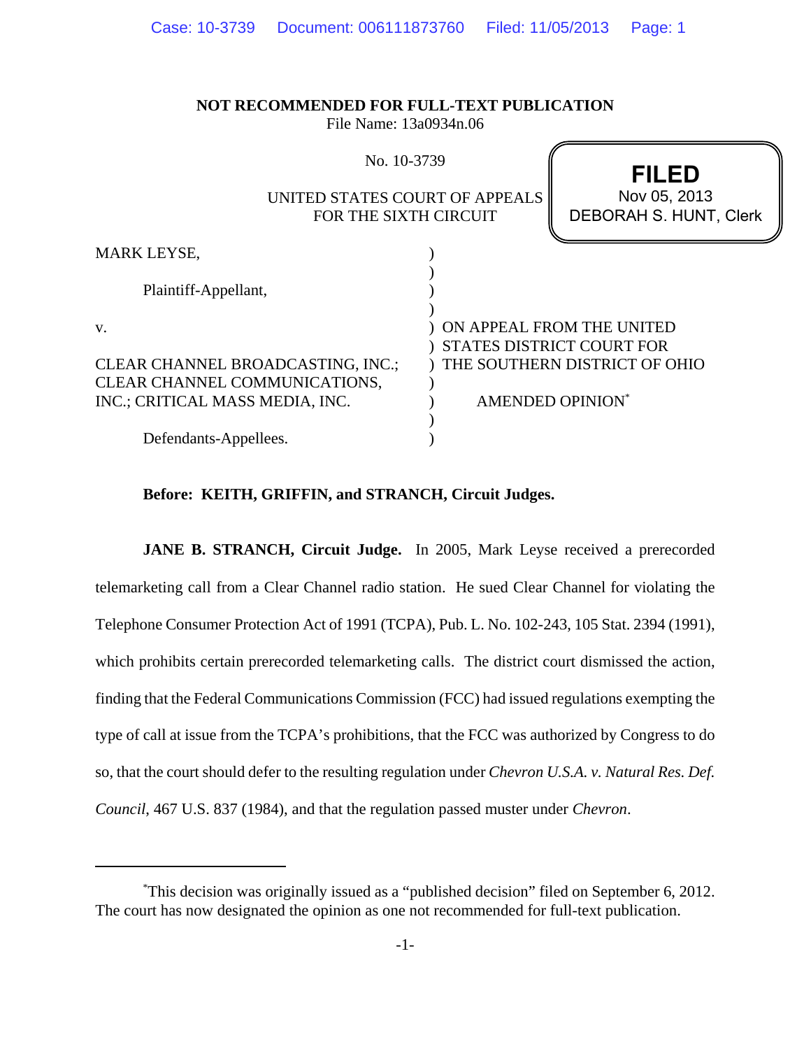**NOT RECOMMENDED FOR FULL-TEXT PUBLICATION**
File Name: 13a0934n.06

No. 10-3739

UNITED STATES COURT OF APPEALS
FOR THE SIXTH CIRCUIT

**FILED**
Nov 05, 2013
DEBORAH S. HUNT, Clerk

MARK LEYSE,

Plaintiff-Appellant,

v.

CLEAR CHANNEL BROADCASTING, INC.; CLEAR CHANNEL COMMUNICATIONS, INC.; CRITICAL MASS MEDIA, INC.

Defendants-Appellees.

ON APPEAL FROM THE UNITED STATES DISTRICT COURT FOR THE SOUTHERN DISTRICT OF OHIO

AMENDED OPINION[*]

**Before: KEITH, GRIFFIN, and STRANCH, Circuit Judges.**

**JANE B. STRANCH, Circuit Judge.** In 2005, Mark Leyse received a prerecorded telemarketing call from a Clear Channel radio station. He sued Clear Channel for violating the Telephone Consumer Protection Act of 1991 (TCPA), Pub. L. No. 102-243, 105 Stat. 2394 (1991), which prohibits certain prerecorded telemarketing calls. The district court dismissed the action, finding that the Federal Communications Commission (FCC) had issued regulations exempting the type of call at issue from the TCPA's prohibitions, that the FCC was authorized by Congress to do so, that the court should defer to the resulting regulation under *Chevron U.S.A. v. Natural Res. Def. Council*, 467 U.S. 837 (1984), and that the regulation passed muster under *Chevron*.

---

[*]This decision was originally issued as a "published decision" filed on September 6, 2012. The court has now designated the opinion as one not recommended for full-text publication.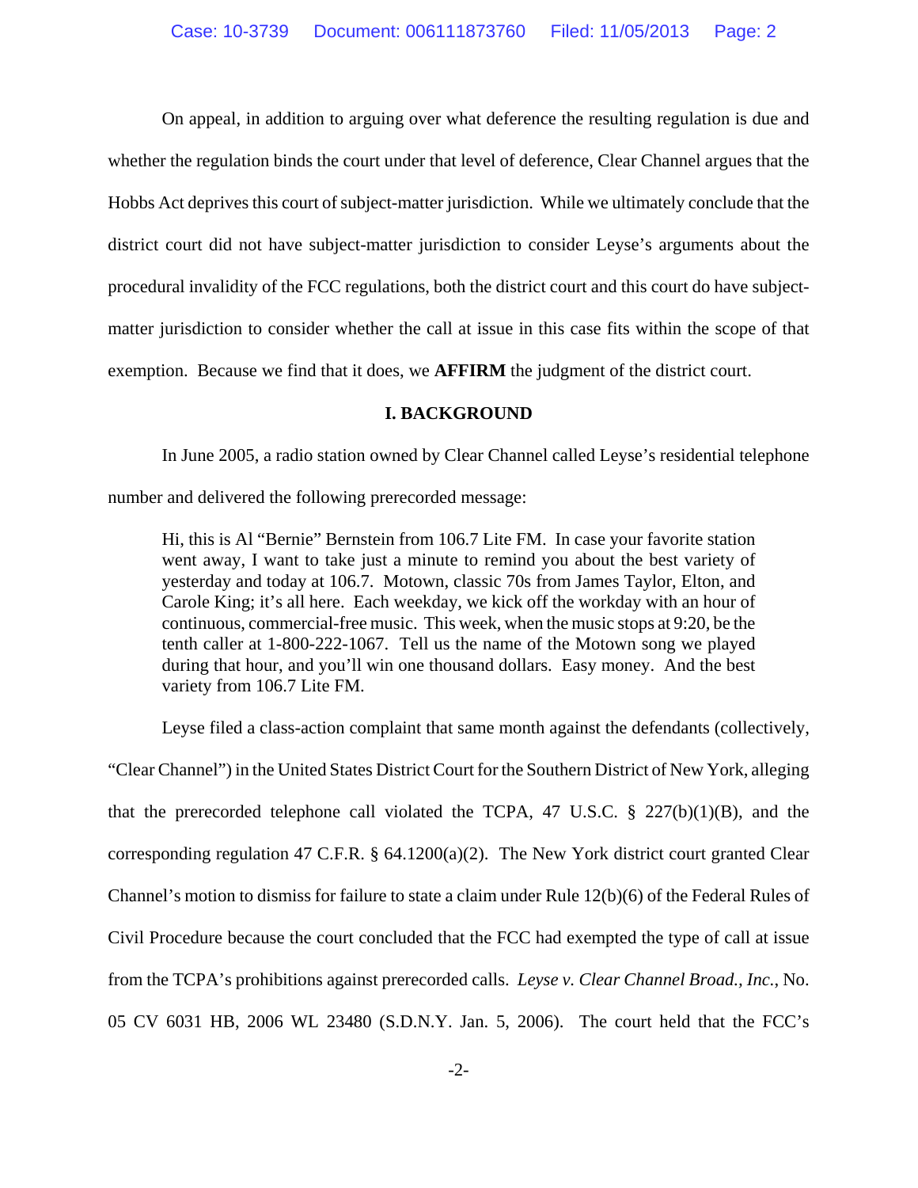On appeal, in addition to arguing over what deference the resulting regulation is due and whether the regulation binds the court under that level of deference, Clear Channel argues that the Hobbs Act deprives this court of subject-matter jurisdiction. While we ultimately conclude that the district court did not have subject-matter jurisdiction to consider Leyse's arguments about the procedural invalidity of the FCC regulations, both the district court and this court do have subject-matter jurisdiction to consider whether the call at issue in this case fits within the scope of that exemption. Because we find that it does, we **AFFIRM** the judgment of the district court.

## I. BACKGROUND

In June 2005, a radio station owned by Clear Channel called Leyse's residential telephone number and delivered the following prerecorded message:

> Hi, this is Al "Bernie" Bernstein from 106.7 Lite FM. In case your favorite station went away, I want to take just a minute to remind you about the best variety of yesterday and today at 106.7. Motown, classic 70s from James Taylor, Elton, and Carole King; it's all here. Each weekday, we kick off the workday with an hour of continuous, commercial-free music. This week, when the music stops at 9:20, be the tenth caller at 1-800-222-1067. Tell us the name of the Motown song we played during that hour, and you'll win one thousand dollars. Easy money. And the best variety from 106.7 Lite FM.

Leyse filed a class-action complaint that same month against the defendants (collectively, "Clear Channel") in the United States District Court for the Southern District of New York, alleging that the prerecorded telephone call violated the TCPA, 47 U.S.C. § 227(b)(1)(B), and the corresponding regulation 47 C.F.R. § 64.1200(a)(2). The New York district court granted Clear Channel's motion to dismiss for failure to state a claim under Rule 12(b)(6) of the Federal Rules of Civil Procedure because the court concluded that the FCC had exempted the type of call at issue from the TCPA's prohibitions against prerecorded calls. *Leyse v. Clear Channel Broad., Inc.*, No. 05 CV 6031 HB, 2006 WL 23480 (S.D.N.Y. Jan. 5, 2006). The court held that the FCC's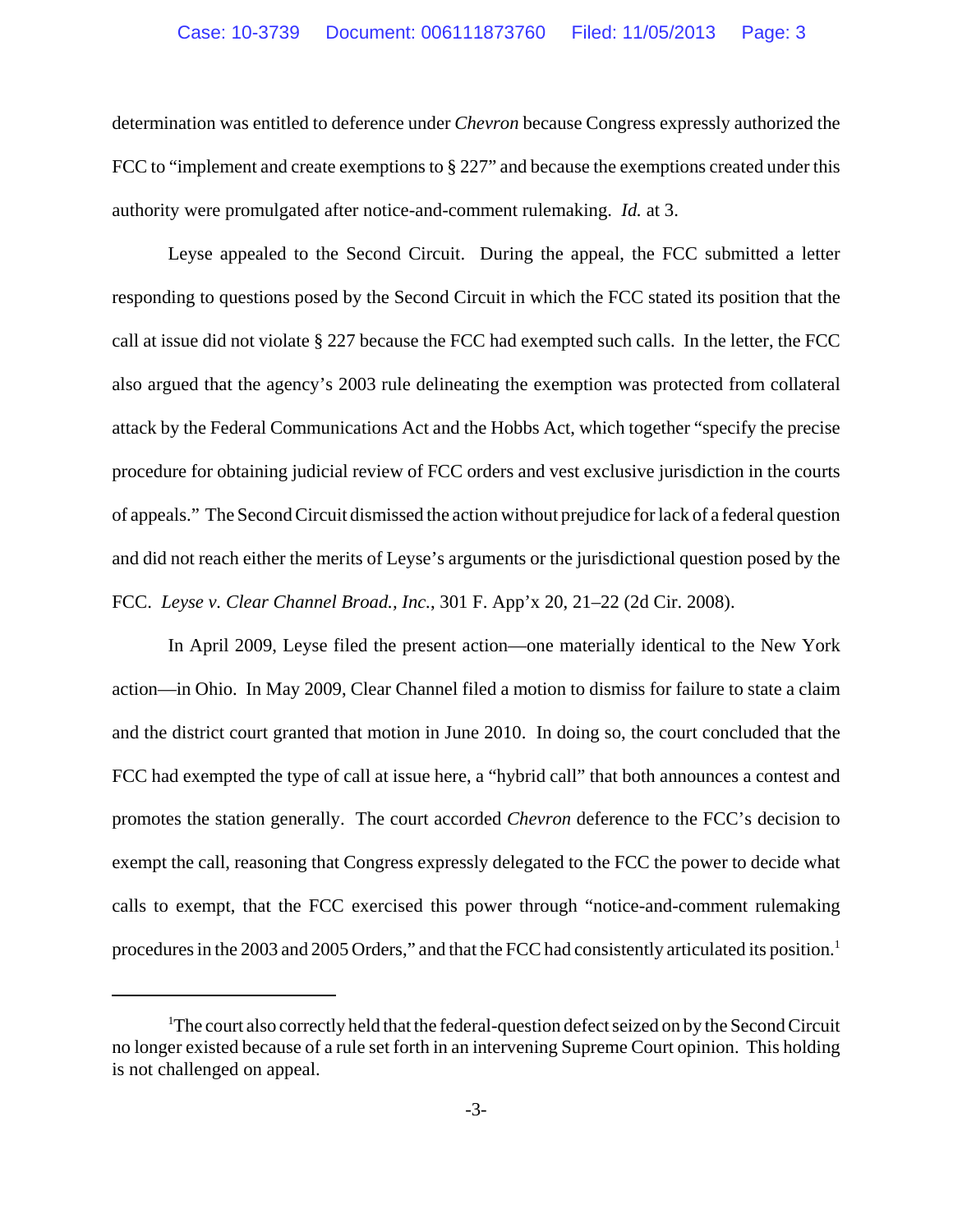determination was entitled to deference under *Chevron* because Congress expressly authorized the FCC to "implement and create exemptions to § 227" and because the exemptions created under this authority were promulgated after notice-and-comment rulemaking. *Id.* at 3.

Leyse appealed to the Second Circuit. During the appeal, the FCC submitted a letter responding to questions posed by the Second Circuit in which the FCC stated its position that the call at issue did not violate § 227 because the FCC had exempted such calls. In the letter, the FCC also argued that the agency's 2003 rule delineating the exemption was protected from collateral attack by the Federal Communications Act and the Hobbs Act, which together "specify the precise procedure for obtaining judicial review of FCC orders and vest exclusive jurisdiction in the courts of appeals." The Second Circuit dismissed the action without prejudice for lack of a federal question and did not reach either the merits of Leyse's arguments or the jurisdictional question posed by the FCC. *Leyse v. Clear Channel Broad., Inc.*, 301 F. App'x 20, 21–22 (2d Cir. 2008).

In April 2009, Leyse filed the present action—one materially identical to the New York action—in Ohio. In May 2009, Clear Channel filed a motion to dismiss for failure to state a claim and the district court granted that motion in June 2010. In doing so, the court concluded that the FCC had exempted the type of call at issue here, a "hybrid call" that both announces a contest and promotes the station generally. The court accorded *Chevron* deference to the FCC's decision to exempt the call, reasoning that Congress expressly delegated to the FCC the power to decide what calls to exempt, that the FCC exercised this power through "notice-and-comment rulemaking procedures in the 2003 and 2005 Orders," and that the FCC had consistently articulated its position.[1]

[1] The court also correctly held that the federal-question defect seized on by the Second Circuit no longer existed because of a rule set forth in an intervening Supreme Court opinion. This holding is not challenged on appeal.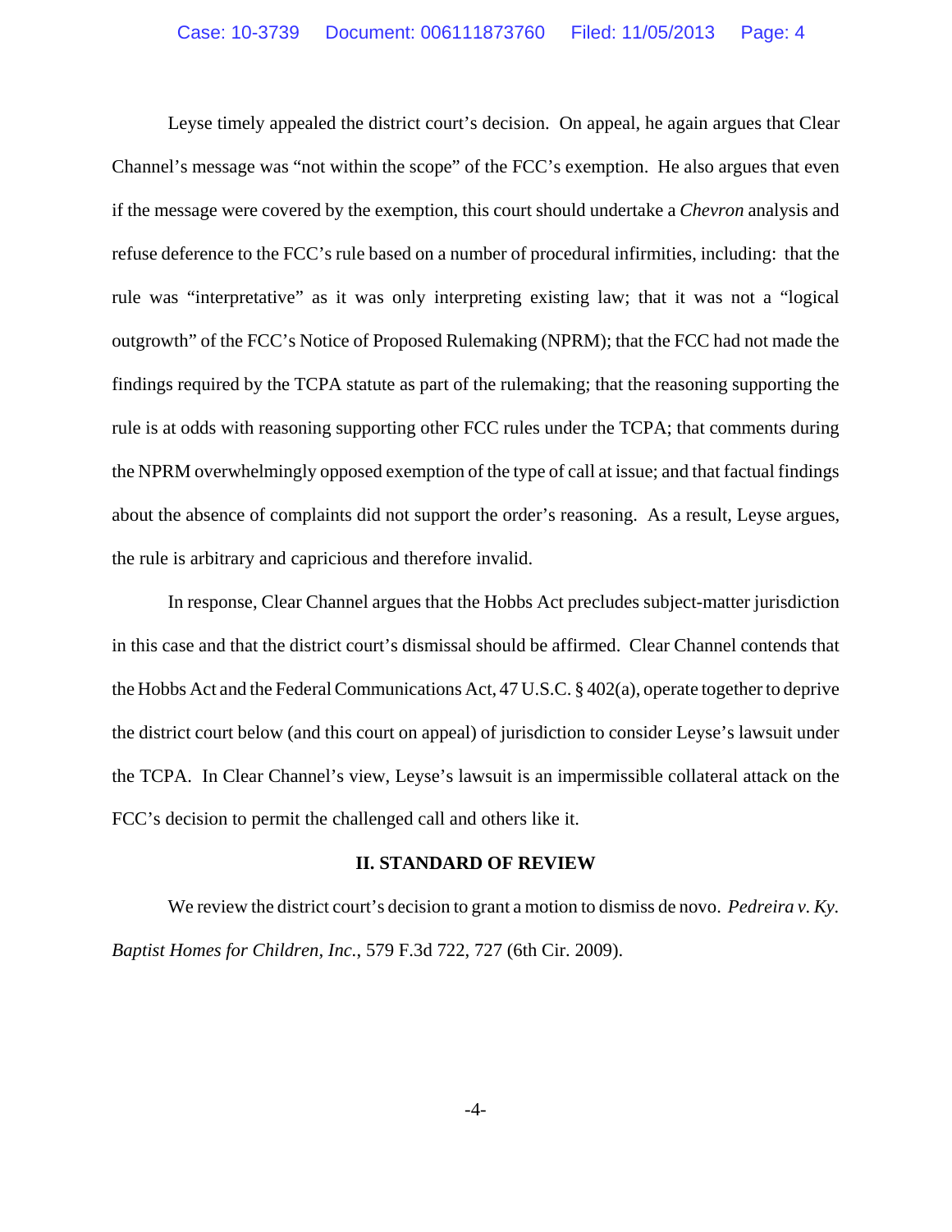Leyse timely appealed the district court's decision. On appeal, he again argues that Clear Channel's message was "not within the scope" of the FCC's exemption. He also argues that even if the message were covered by the exemption, this court should undertake a *Chevron* analysis and refuse deference to the FCC's rule based on a number of procedural infirmities, including: that the rule was "interpretative" as it was only interpreting existing law; that it was not a "logical outgrowth" of the FCC's Notice of Proposed Rulemaking (NPRM); that the FCC had not made the findings required by the TCPA statute as part of the rulemaking; that the reasoning supporting the rule is at odds with reasoning supporting other FCC rules under the TCPA; that comments during the NPRM overwhelmingly opposed exemption of the type of call at issue; and that factual findings about the absence of complaints did not support the order's reasoning. As a result, Leyse argues, the rule is arbitrary and capricious and therefore invalid.

In response, Clear Channel argues that the Hobbs Act precludes subject-matter jurisdiction in this case and that the district court's dismissal should be affirmed. Clear Channel contends that the Hobbs Act and the Federal Communications Act, 47 U.S.C. § 402(a), operate together to deprive the district court below (and this court on appeal) of jurisdiction to consider Leyse's lawsuit under the TCPA. In Clear Channel's view, Leyse's lawsuit is an impermissible collateral attack on the FCC's decision to permit the challenged call and others like it.

## II. STANDARD OF REVIEW

We review the district court's decision to grant a motion to dismiss de novo. *Pedreira v. Ky. Baptist Homes for Children, Inc.*, 579 F.3d 722, 727 (6th Cir. 2009).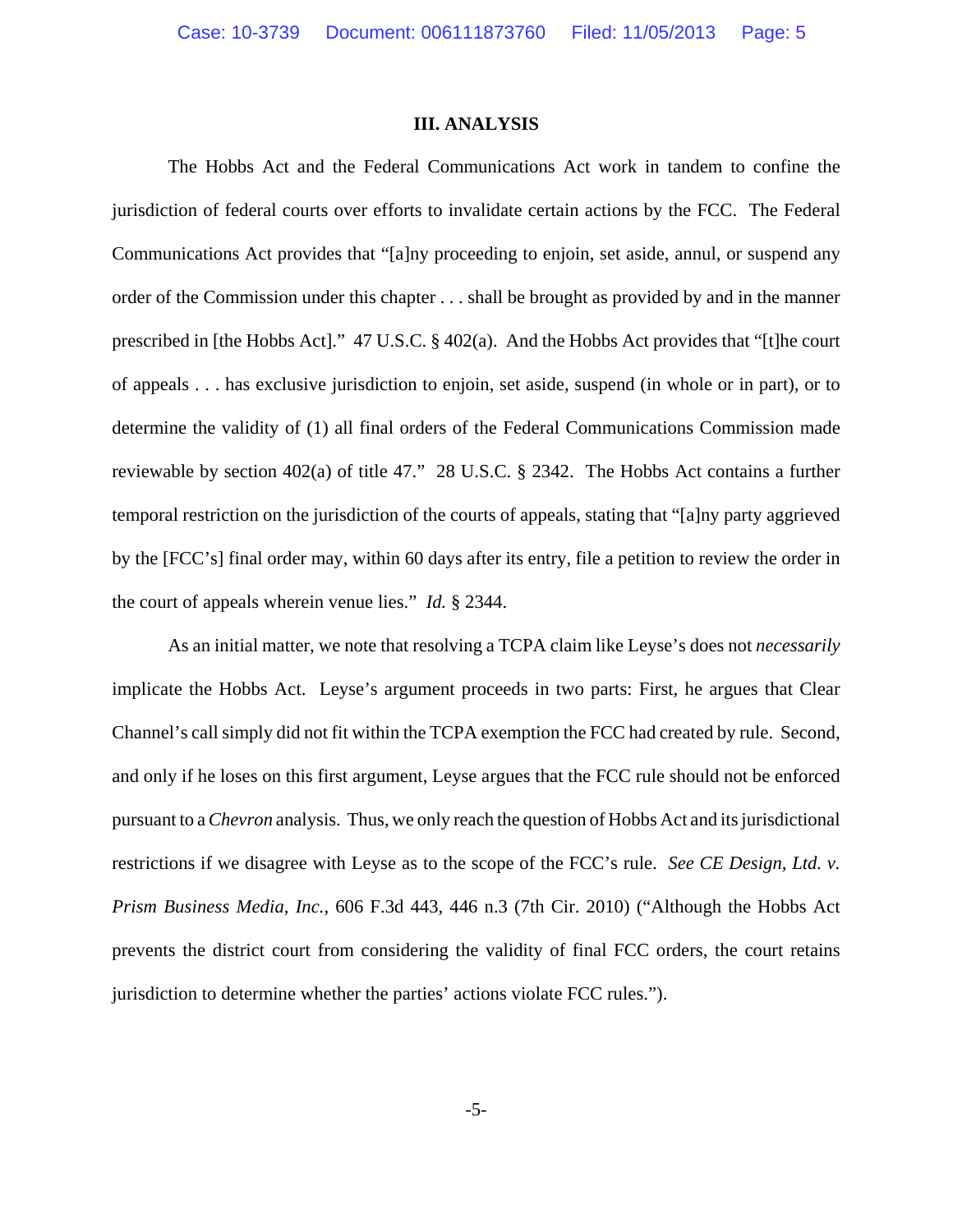### III. ANALYSIS

The Hobbs Act and the Federal Communications Act work in tandem to confine the jurisdiction of federal courts over efforts to invalidate certain actions by the FCC. The Federal Communications Act provides that "[a]ny proceeding to enjoin, set aside, annul, or suspend any order of the Commission under this chapter . . . shall be brought as provided by and in the manner prescribed in [the Hobbs Act]." 47 U.S.C. § 402(a). And the Hobbs Act provides that "[t]he court of appeals . . . has exclusive jurisdiction to enjoin, set aside, suspend (in whole or in part), or to determine the validity of (1) all final orders of the Federal Communications Commission made reviewable by section 402(a) of title 47." 28 U.S.C. § 2342. The Hobbs Act contains a further temporal restriction on the jurisdiction of the courts of appeals, stating that "[a]ny party aggrieved by the [FCC's] final order may, within 60 days after its entry, file a petition to review the order in the court of appeals wherein venue lies." *Id.* § 2344.

As an initial matter, we note that resolving a TCPA claim like Leyse's does not *necessarily* implicate the Hobbs Act. Leyse's argument proceeds in two parts: First, he argues that Clear Channel's call simply did not fit within the TCPA exemption the FCC had created by rule. Second, and only if he loses on this first argument, Leyse argues that the FCC rule should not be enforced pursuant to a *Chevron* analysis. Thus, we only reach the question of Hobbs Act and its jurisdictional restrictions if we disagree with Leyse as to the scope of the FCC's rule. *See CE Design, Ltd. v. Prism Business Media, Inc.*, 606 F.3d 443, 446 n.3 (7th Cir. 2010) ("Although the Hobbs Act prevents the district court from considering the validity of final FCC orders, the court retains jurisdiction to determine whether the parties' actions violate FCC rules.").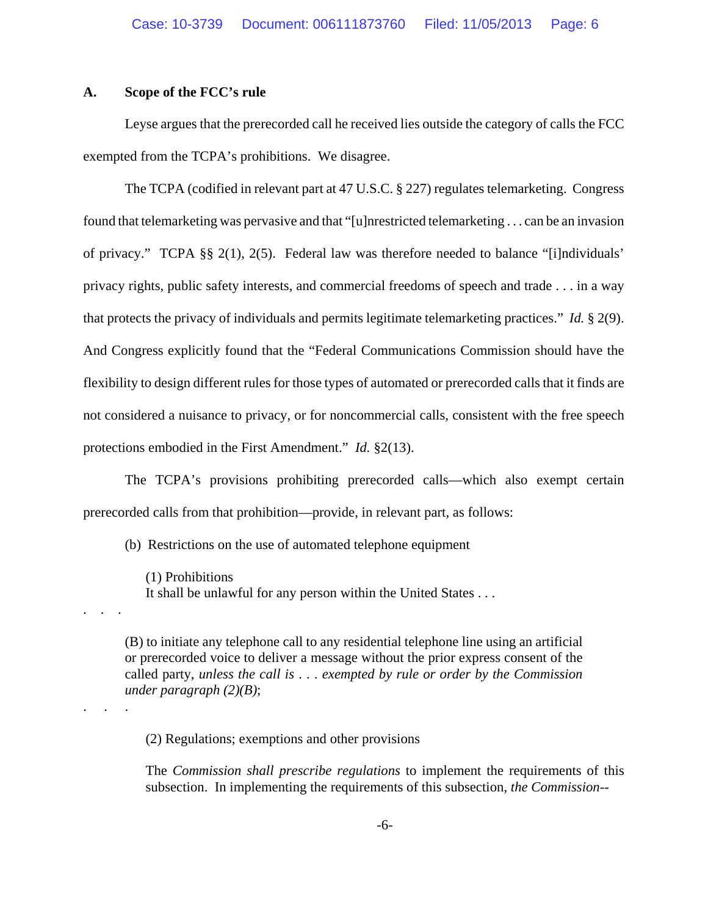### A. Scope of the FCC's rule

Leyse argues that the prerecorded call he received lies outside the category of calls the FCC exempted from the TCPA's prohibitions. We disagree.

The TCPA (codified in relevant part at 47 U.S.C. § 227) regulates telemarketing. Congress found that telemarketing was pervasive and that "[u]nrestricted telemarketing . . . can be an invasion of privacy." TCPA §§ 2(1), 2(5). Federal law was therefore needed to balance "[i]ndividuals' privacy rights, public safety interests, and commercial freedoms of speech and trade . . . in a way that protects the privacy of individuals and permits legitimate telemarketing practices." *Id.* § 2(9). And Congress explicitly found that the "Federal Communications Commission should have the flexibility to design different rules for those types of automated or prerecorded calls that it finds are not considered a nuisance to privacy, or for noncommercial calls, consistent with the free speech protections embodied in the First Amendment." *Id.* §2(13).

The TCPA's provisions prohibiting prerecorded calls—which also exempt certain prerecorded calls from that prohibition—provide, in relevant part, as follows:

> (b) Restrictions on the use of automated telephone equipment
>
> (1) Prohibitions
> It shall be unlawful for any person within the United States . . .
>
> . . .
>
> (B) to initiate any telephone call to any residential telephone line using an artificial or prerecorded voice to deliver a message without the prior express consent of the called party, *unless the call is . . . exempted by rule or order by the Commission under paragraph (2)(B)*;
>
> . . .
>
> (2) Regulations; exemptions and other provisions
>
> The *Commission shall prescribe regulations* to implement the requirements of this subsection. In implementing the requirements of this subsection, *the Commission*--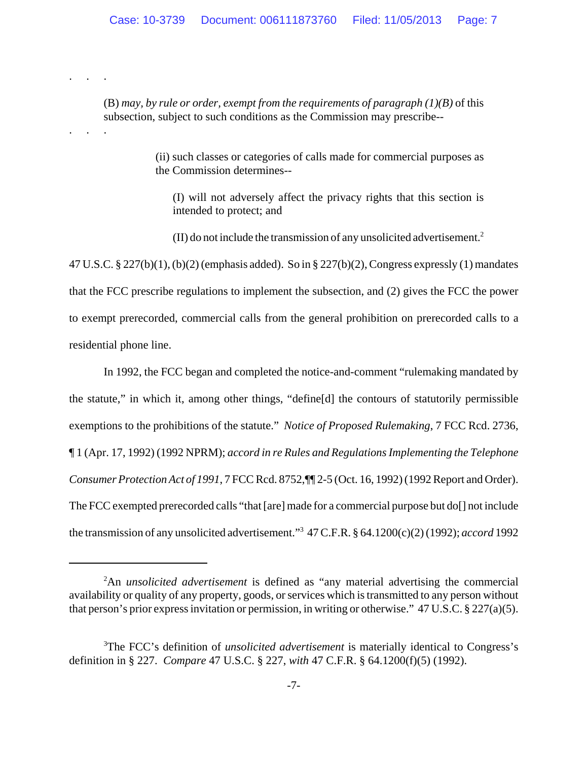. . .

> (B) *may, by rule or order, exempt from the requirements of paragraph (1)(B)* of this subsection, subject to such conditions as the Commission may prescribe--
>
> . . .
>
> (ii) such classes or categories of calls made for commercial purposes as the Commission determines--
>
> (I) will not adversely affect the privacy rights that this section is intended to protect; and
>
> (II) do not include the transmission of any unsolicited advertisement.[2]

47 U.S.C. § 227(b)(1), (b)(2) (emphasis added). So in § 227(b)(2), Congress expressly (1) mandates that the FCC prescribe regulations to implement the subsection, and (2) gives the FCC the power to exempt prerecorded, commercial calls from the general prohibition on prerecorded calls to a residential phone line.

In 1992, the FCC began and completed the notice-and-comment "rulemaking mandated by the statute," in which it, among other things, "define[d] the contours of statutorily permissible exemptions to the prohibitions of the statute." *Notice of Proposed Rulemaking*, 7 FCC Rcd. 2736, ¶ 1 (Apr. 17, 1992) (1992 NPRM); *accord in re Rules and Regulations Implementing the Telephone Consumer Protection Act of 1991*, 7 FCC Rcd. 8752, ¶¶ 2-5 (Oct. 16, 1992) (1992 Report and Order). The FCC exempted prerecorded calls "that [are] made for a commercial purpose but do[] not include the transmission of any unsolicited advertisement."[3] 47 C.F.R. § 64.1200(c)(2) (1992); *accord* 1992

---

[2] An *unsolicited advertisement* is defined as "any material advertising the commercial availability or quality of any property, goods, or services which is transmitted to any person without that person's prior express invitation or permission, in writing or otherwise." 47 U.S.C. § 227(a)(5).

[3] The FCC's definition of *unsolicited advertisement* is materially identical to Congress's definition in § 227. *Compare* 47 U.S.C. § 227, *with* 47 C.F.R. § 64.1200(f)(5) (1992).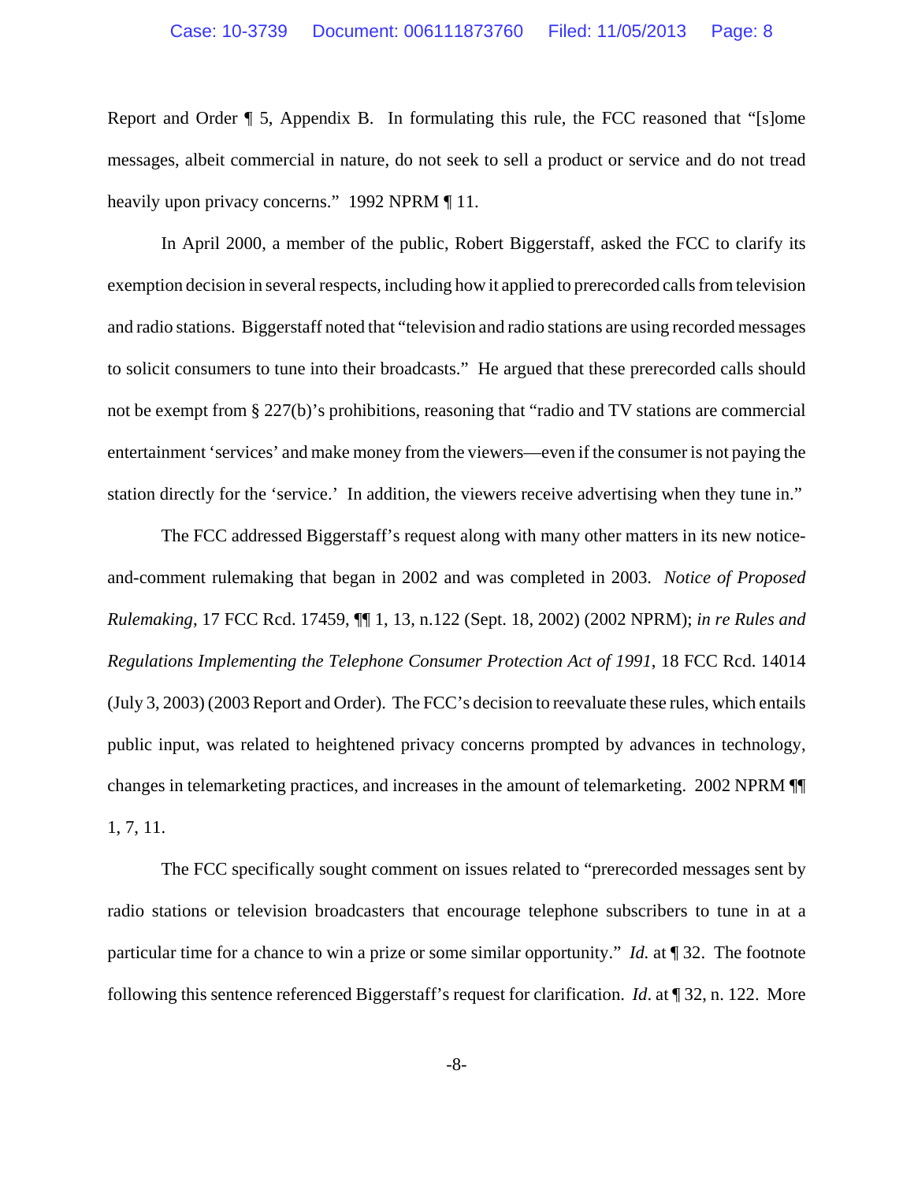Report and Order ¶ 5, Appendix B. In formulating this rule, the FCC reasoned that "[s]ome messages, albeit commercial in nature, do not seek to sell a product or service and do not tread heavily upon privacy concerns." 1992 NPRM ¶ 11.

In April 2000, a member of the public, Robert Biggerstaff, asked the FCC to clarify its exemption decision in several respects, including how it applied to prerecorded calls from television and radio stations. Biggerstaff noted that "television and radio stations are using recorded messages to solicit consumers to tune into their broadcasts." He argued that these prerecorded calls should not be exempt from § 227(b)'s prohibitions, reasoning that "radio and TV stations are commercial entertainment 'services' and make money from the viewers—even if the consumer is not paying the station directly for the 'service.' In addition, the viewers receive advertising when they tune in."

The FCC addressed Biggerstaff's request along with many other matters in its new notice-and-comment rulemaking that began in 2002 and was completed in 2003. *Notice of Proposed Rulemaking*, 17 FCC Rcd. 17459, ¶¶ 1, 13, n.122 (Sept. 18, 2002) (2002 NPRM); *in re Rules and Regulations Implementing the Telephone Consumer Protection Act of 1991*, 18 FCC Rcd. 14014 (July 3, 2003) (2003 Report and Order). The FCC's decision to reevaluate these rules, which entails public input, was related to heightened privacy concerns prompted by advances in technology, changes in telemarketing practices, and increases in the amount of telemarketing. 2002 NPRM ¶¶ 1, 7, 11.

The FCC specifically sought comment on issues related to "prerecorded messages sent by radio stations or television broadcasters that encourage telephone subscribers to tune in at a particular time for a chance to win a prize or some similar opportunity." *Id.* at ¶ 32. The footnote following this sentence referenced Biggerstaff's request for clarification. *Id*. at ¶ 32, n. 122. More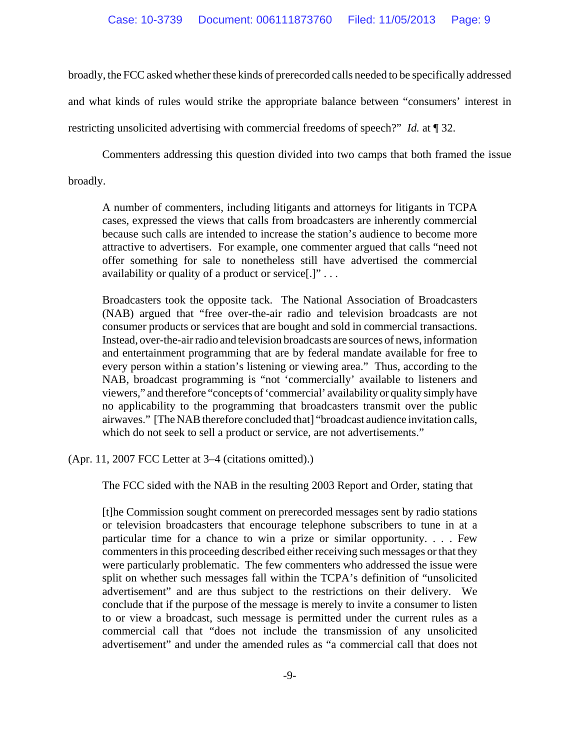broadly, the FCC asked whether these kinds of prerecorded calls needed to be specifically addressed and what kinds of rules would strike the appropriate balance between "consumers' interest in restricting unsolicited advertising with commercial freedoms of speech?" *Id.* at ¶ 32.

Commenters addressing this question divided into two camps that both framed the issue broadly.

> A number of commenters, including litigants and attorneys for litigants in TCPA cases, expressed the views that calls from broadcasters are inherently commercial because such calls are intended to increase the station's audience to become more attractive to advertisers. For example, one commenter argued that calls "need not offer something for sale to nonetheless still have advertised the commercial availability or quality of a product or service[.]" . . .
>
> Broadcasters took the opposite tack. The National Association of Broadcasters (NAB) argued that "free over-the-air radio and television broadcasts are not consumer products or services that are bought and sold in commercial transactions. Instead, over-the-air radio and television broadcasts are sources of news, information and entertainment programming that are by federal mandate available for free to every person within a station's listening or viewing area." Thus, according to the NAB, broadcast programming is "not 'commercially' available to listeners and viewers," and therefore "concepts of 'commercial' availability or quality simply have no applicability to the programming that broadcasters transmit over the public airwaves." [The NAB therefore concluded that] "broadcast audience invitation calls, which do not seek to sell a product or service, are not advertisements."

(Apr. 11, 2007 FCC Letter at 3–4 (citations omitted).)

The FCC sided with the NAB in the resulting 2003 Report and Order, stating that

> [t]he Commission sought comment on prerecorded messages sent by radio stations or television broadcasters that encourage telephone subscribers to tune in at a particular time for a chance to win a prize or similar opportunity. . . . Few commenters in this proceeding described either receiving such messages or that they were particularly problematic. The few commenters who addressed the issue were split on whether such messages fall within the TCPA's definition of "unsolicited advertisement" and are thus subject to the restrictions on their delivery. We conclude that if the purpose of the message is merely to invite a consumer to listen to or view a broadcast, such message is permitted under the current rules as a commercial call that "does not include the transmission of any unsolicited advertisement" and under the amended rules as "a commercial call that does not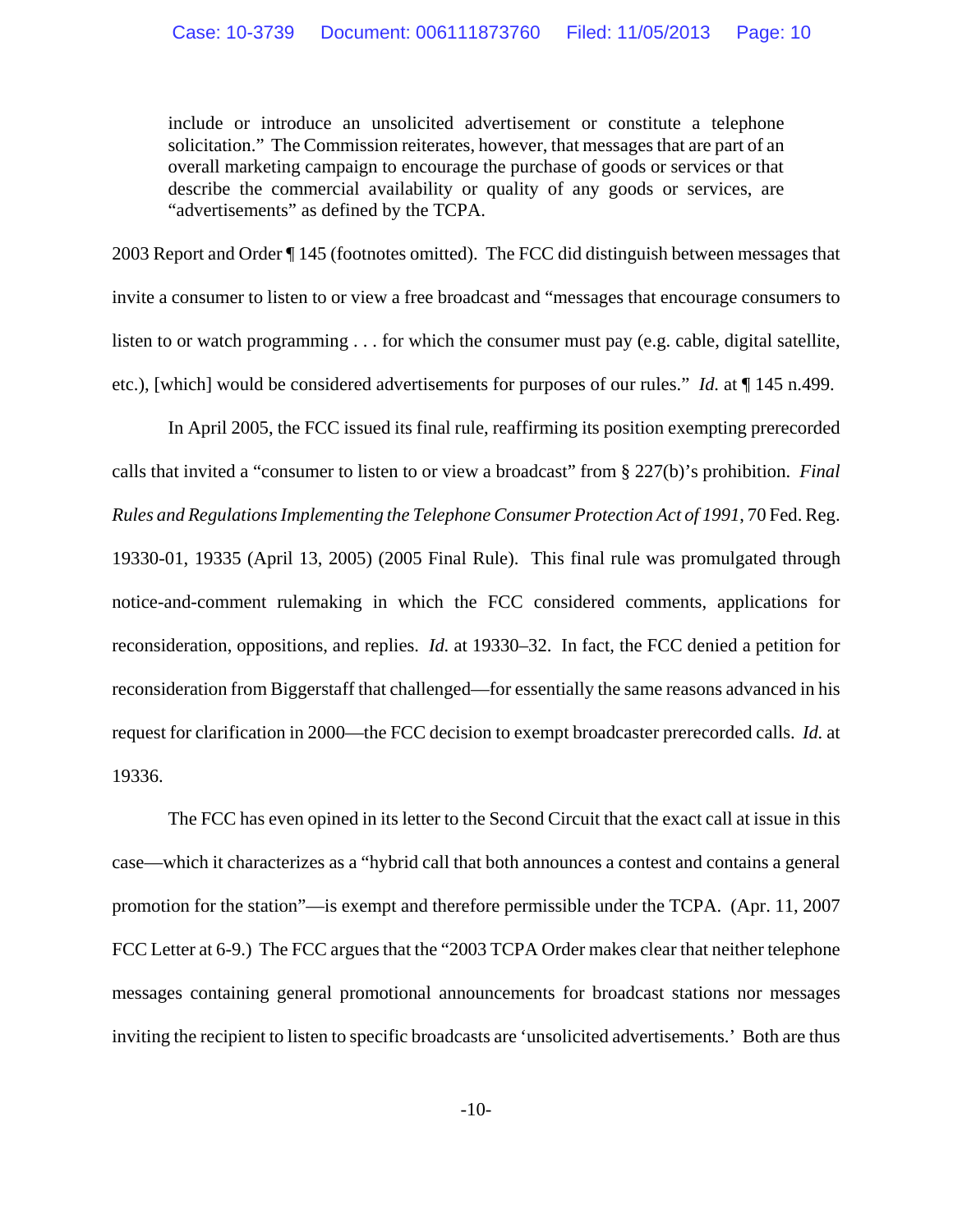> include or introduce an unsolicited advertisement or constitute a telephone solicitation." The Commission reiterates, however, that messages that are part of an overall marketing campaign to encourage the purchase of goods or services or that describe the commercial availability or quality of any goods or services, are "advertisements" as defined by the TCPA.

2003 Report and Order ¶ 145 (footnotes omitted). The FCC did distinguish between messages that invite a consumer to listen to or view a free broadcast and "messages that encourage consumers to listen to or watch programming . . . for which the consumer must pay (e.g. cable, digital satellite, etc.), [which] would be considered advertisements for purposes of our rules." *Id.* at ¶ 145 n.499.

In April 2005, the FCC issued its final rule, reaffirming its position exempting prerecorded calls that invited a "consumer to listen to or view a broadcast" from § 227(b)'s prohibition. *Final Rules and Regulations Implementing the Telephone Consumer Protection Act of 1991*, 70 Fed. Reg. 19330-01, 19335 (April 13, 2005) (2005 Final Rule). This final rule was promulgated through notice-and-comment rulemaking in which the FCC considered comments, applications for reconsideration, oppositions, and replies. *Id.* at 19330–32. In fact, the FCC denied a petition for reconsideration from Biggerstaff that challenged—for essentially the same reasons advanced in his request for clarification in 2000—the FCC decision to exempt broadcaster prerecorded calls. *Id.* at 19336.

The FCC has even opined in its letter to the Second Circuit that the exact call at issue in this case—which it characterizes as a "hybrid call that both announces a contest and contains a general promotion for the station"—is exempt and therefore permissible under the TCPA. (Apr. 11, 2007 FCC Letter at 6-9.) The FCC argues that the "2003 TCPA Order makes clear that neither telephone messages containing general promotional announcements for broadcast stations nor messages inviting the recipient to listen to specific broadcasts are 'unsolicited advertisements.' Both are thus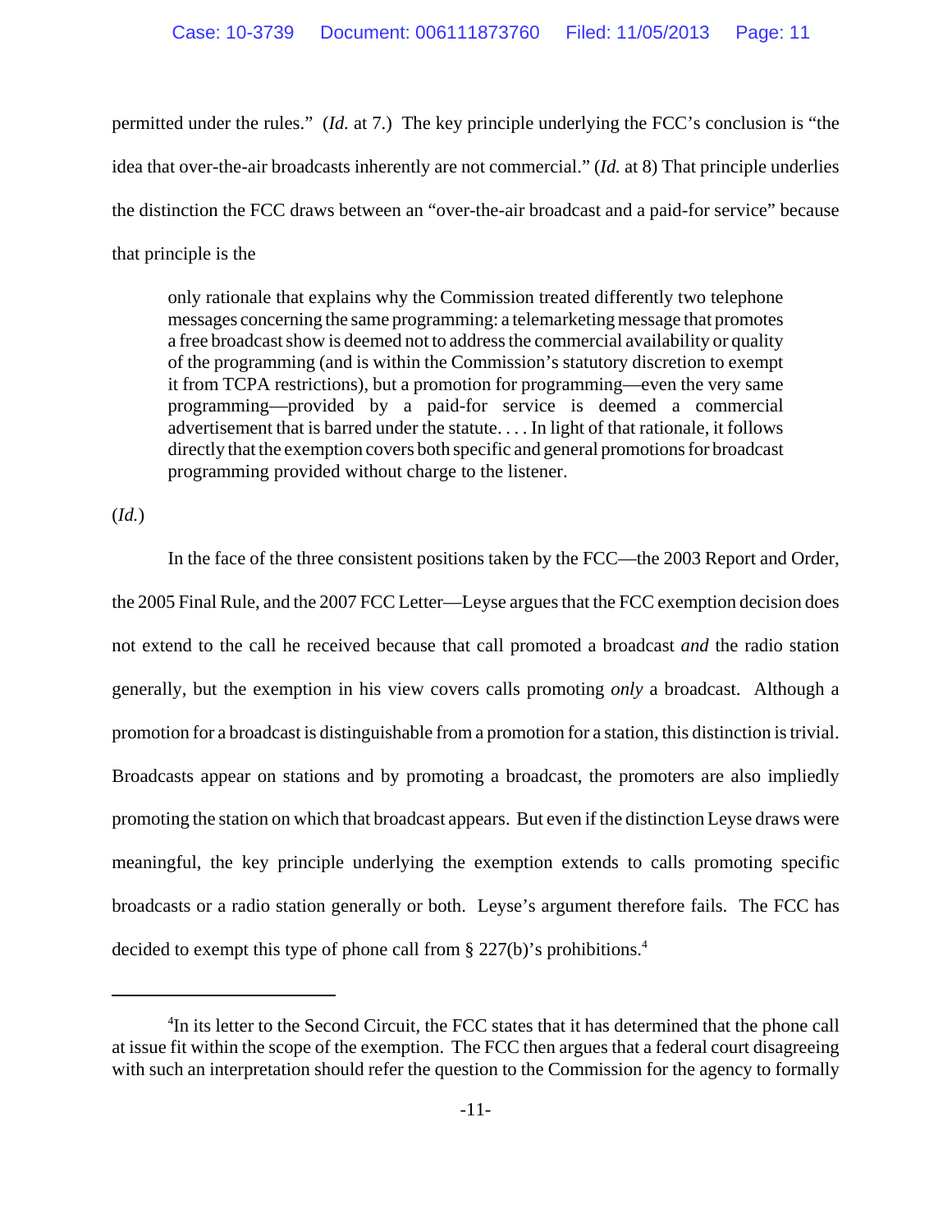permitted under the rules." (*Id.* at 7.) The key principle underlying the FCC's conclusion is "the idea that over-the-air broadcasts inherently are not commercial." (*Id.* at 8) That principle underlies the distinction the FCC draws between an "over-the-air broadcast and a paid-for service" because that principle is the

> only rationale that explains why the Commission treated differently two telephone messages concerning the same programming: a telemarketing message that promotes a free broadcast show is deemed not to address the commercial availability or quality of the programming (and is within the Commission's statutory discretion to exempt it from TCPA restrictions), but a promotion for programming—even the very same programming—provided by a paid-for service is deemed a commercial advertisement that is barred under the statute. . . . In light of that rationale, it follows directly that the exemption covers both specific and general promotions for broadcast programming provided without charge to the listener.

(*Id.*)

In the face of the three consistent positions taken by the FCC—the 2003 Report and Order, the 2005 Final Rule, and the 2007 FCC Letter—Leyse argues that the FCC exemption decision does not extend to the call he received because that call promoted a broadcast *and* the radio station generally, but the exemption in his view covers calls promoting *only* a broadcast. Although a promotion for a broadcast is distinguishable from a promotion for a station, this distinction is trivial. Broadcasts appear on stations and by promoting a broadcast, the promoters are also impliedly promoting the station on which that broadcast appears. But even if the distinction Leyse draws were meaningful, the key principle underlying the exemption extends to calls promoting specific broadcasts or a radio station generally or both. Leyse's argument therefore fails. The FCC has decided to exempt this type of phone call from § 227(b)'s prohibitions.[4]

---

[4]In its letter to the Second Circuit, the FCC states that it has determined that the phone call at issue fit within the scope of the exemption. The FCC then argues that a federal court disagreeing with such an interpretation should refer the question to the Commission for the agency to formally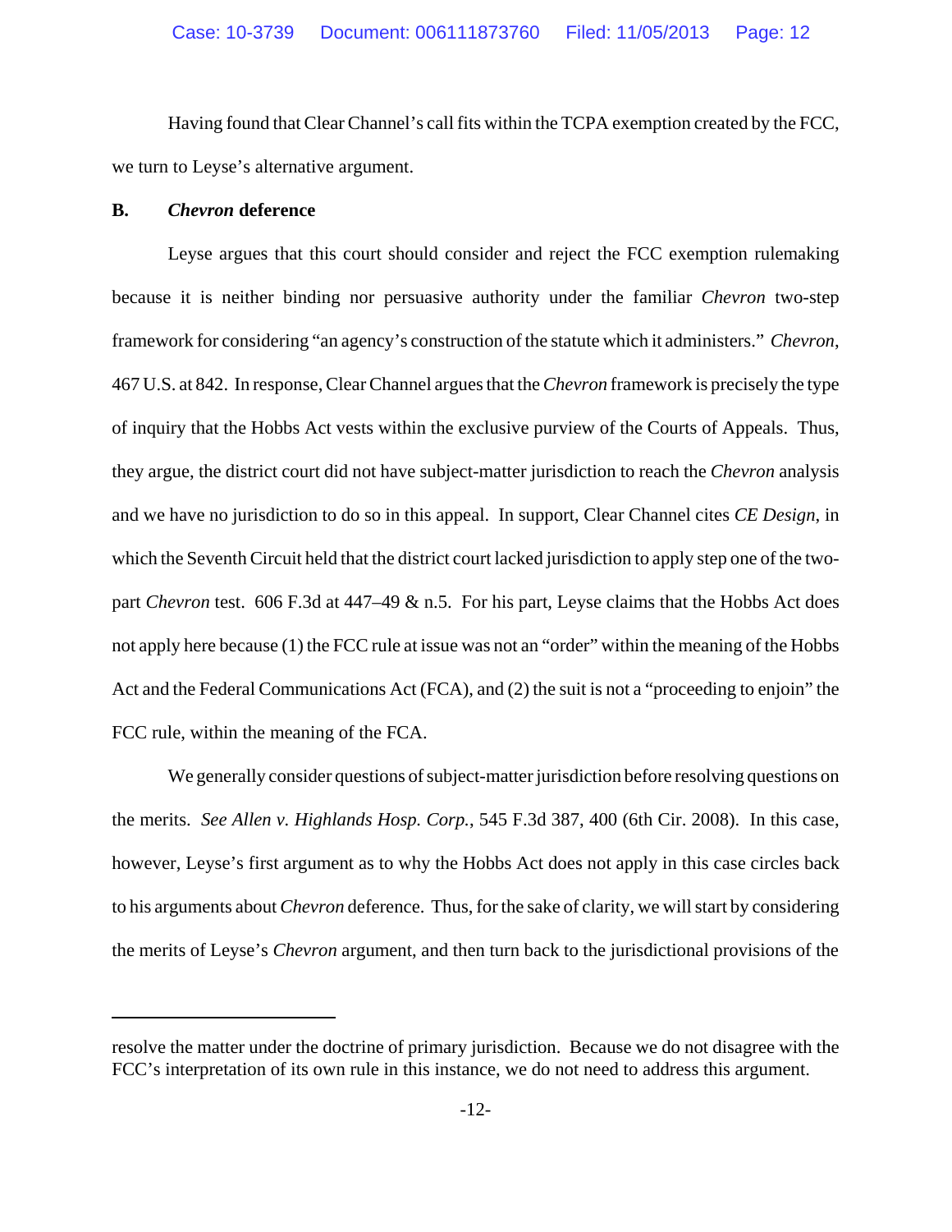Having found that Clear Channel's call fits within the TCPA exemption created by the FCC, we turn to Leyse's alternative argument.

**B. *Chevron* deference**

Leyse argues that this court should consider and reject the FCC exemption rulemaking because it is neither binding nor persuasive authority under the familiar *Chevron* two-step framework for considering "an agency's construction of the statute which it administers." *Chevron*, 467 U.S. at 842. In response, Clear Channel argues that the *Chevron* framework is precisely the type of inquiry that the Hobbs Act vests within the exclusive purview of the Courts of Appeals. Thus, they argue, the district court did not have subject-matter jurisdiction to reach the *Chevron* analysis and we have no jurisdiction to do so in this appeal. In support, Clear Channel cites *CE Design*, in which the Seventh Circuit held that the district court lacked jurisdiction to apply step one of the two-part *Chevron* test. 606 F.3d at 447–49 & n.5. For his part, Leyse claims that the Hobbs Act does not apply here because (1) the FCC rule at issue was not an "order" within the meaning of the Hobbs Act and the Federal Communications Act (FCA), and (2) the suit is not a "proceeding to enjoin" the FCC rule, within the meaning of the FCA.

We generally consider questions of subject-matter jurisdiction before resolving questions on the merits. *See Allen v. Highlands Hosp. Corp.*, 545 F.3d 387, 400 (6th Cir. 2008). In this case, however, Leyse's first argument as to why the Hobbs Act does not apply in this case circles back to his arguments about *Chevron* deference. Thus, for the sake of clarity, we will start by considering the merits of Leyse's *Chevron* argument, and then turn back to the jurisdictional provisions of the

---

resolve the matter under the doctrine of primary jurisdiction. Because we do not disagree with the FCC's interpretation of its own rule in this instance, we do not need to address this argument.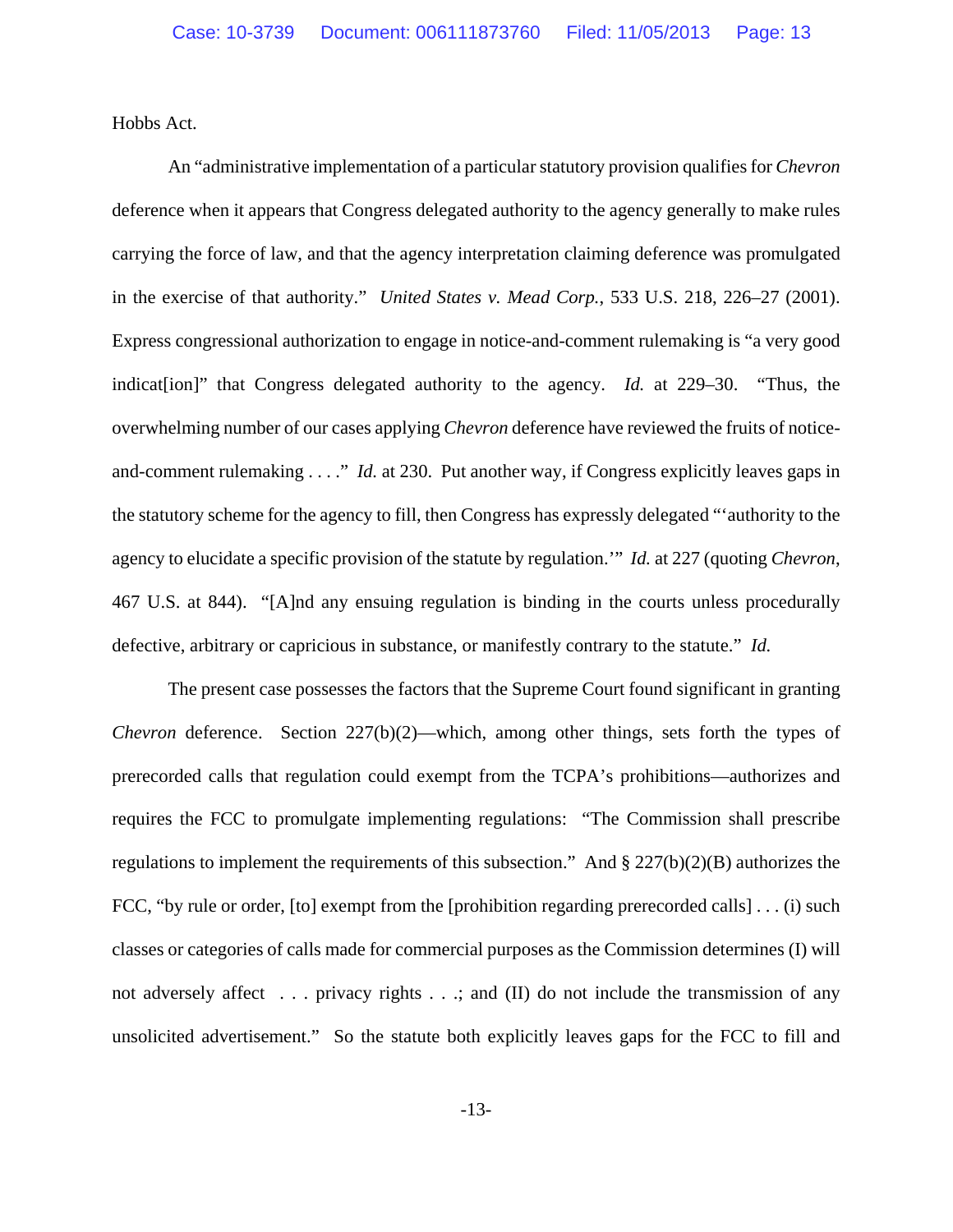Hobbs Act.

An "administrative implementation of a particular statutory provision qualifies for *Chevron* deference when it appears that Congress delegated authority to the agency generally to make rules carrying the force of law, and that the agency interpretation claiming deference was promulgated in the exercise of that authority." *United States v. Mead Corp.*, 533 U.S. 218, 226–27 (2001). Express congressional authorization to engage in notice-and-comment rulemaking is "a very good indicat[ion]" that Congress delegated authority to the agency. *Id.* at 229–30. "Thus, the overwhelming number of our cases applying *Chevron* deference have reviewed the fruits of notice-and-comment rulemaking . . . ." *Id.* at 230. Put another way, if Congress explicitly leaves gaps in the statutory scheme for the agency to fill, then Congress has expressly delegated "'authority to the agency to elucidate a specific provision of the statute by regulation.'" *Id.* at 227 (quoting *Chevron*, 467 U.S. at 844). "[A]nd any ensuing regulation is binding in the courts unless procedurally defective, arbitrary or capricious in substance, or manifestly contrary to the statute." *Id.*

The present case possesses the factors that the Supreme Court found significant in granting *Chevron* deference. Section 227(b)(2)—which, among other things, sets forth the types of prerecorded calls that regulation could exempt from the TCPA's prohibitions—authorizes and requires the FCC to promulgate implementing regulations: "The Commission shall prescribe regulations to implement the requirements of this subsection." And § 227(b)(2)(B) authorizes the FCC, "by rule or order, [to] exempt from the [prohibition regarding prerecorded calls] . . . (i) such classes or categories of calls made for commercial purposes as the Commission determines (I) will not adversely affect . . . privacy rights . . .; and (II) do not include the transmission of any unsolicited advertisement." So the statute both explicitly leaves gaps for the FCC to fill and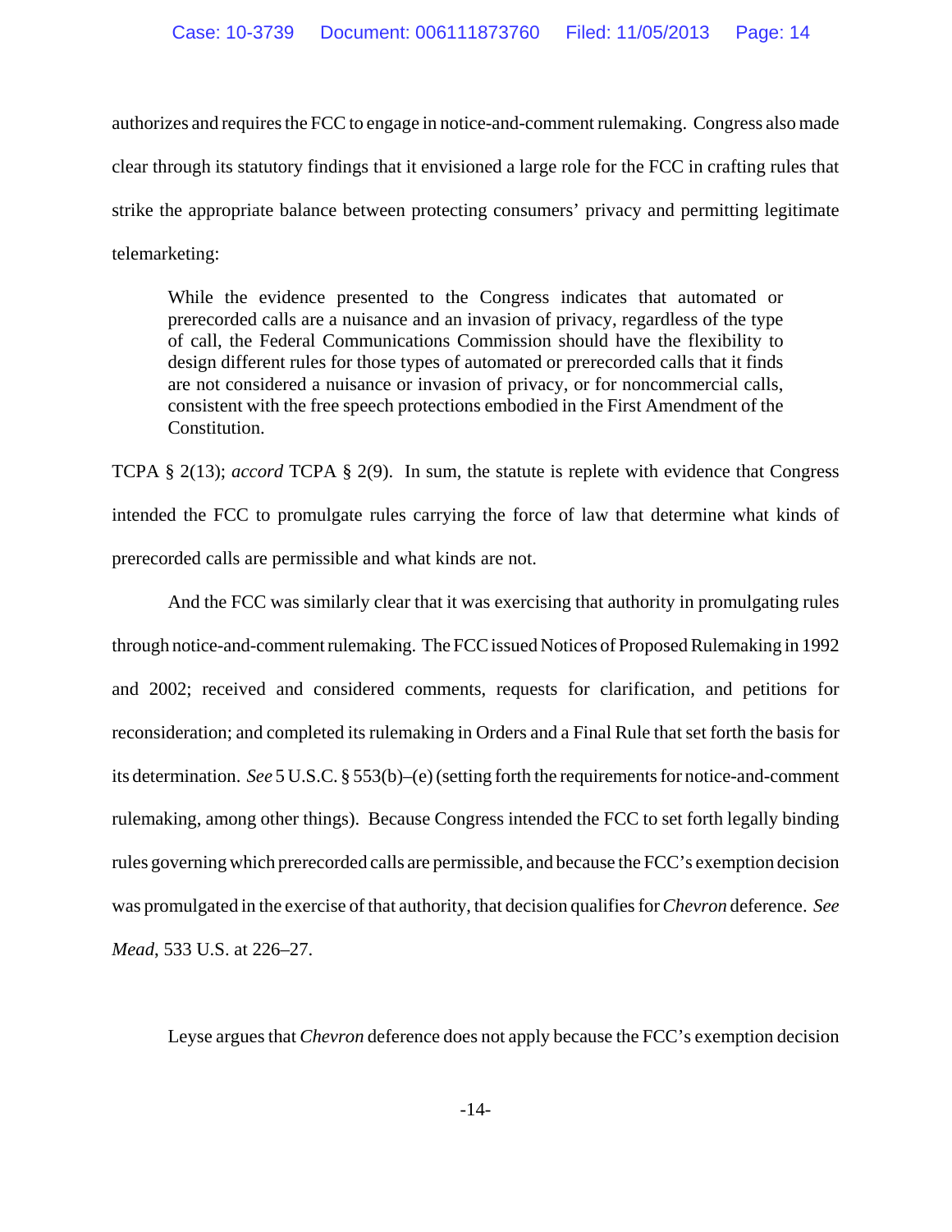authorizes and requires the FCC to engage in notice-and-comment rulemaking. Congress also made clear through its statutory findings that it envisioned a large role for the FCC in crafting rules that strike the appropriate balance between protecting consumers' privacy and permitting legitimate telemarketing:

> While the evidence presented to the Congress indicates that automated or prerecorded calls are a nuisance and an invasion of privacy, regardless of the type of call, the Federal Communications Commission should have the flexibility to design different rules for those types of automated or prerecorded calls that it finds are not considered a nuisance or invasion of privacy, or for noncommercial calls, consistent with the free speech protections embodied in the First Amendment of the Constitution.

TCPA § 2(13); *accord* TCPA § 2(9). In sum, the statute is replete with evidence that Congress intended the FCC to promulgate rules carrying the force of law that determine what kinds of prerecorded calls are permissible and what kinds are not.

And the FCC was similarly clear that it was exercising that authority in promulgating rules through notice-and-comment rulemaking. The FCC issued Notices of Proposed Rulemaking in 1992 and 2002; received and considered comments, requests for clarification, and petitions for reconsideration; and completed its rulemaking in Orders and a Final Rule that set forth the basis for its determination. *See* 5 U.S.C. § 553(b)–(e) (setting forth the requirements for notice-and-comment rulemaking, among other things). Because Congress intended the FCC to set forth legally binding rules governing which prerecorded calls are permissible, and because the FCC's exemption decision was promulgated in the exercise of that authority, that decision qualifies for *Chevron* deference. *See Mead*, 533 U.S. at 226–27.

Leyse argues that *Chevron* deference does not apply because the FCC's exemption decision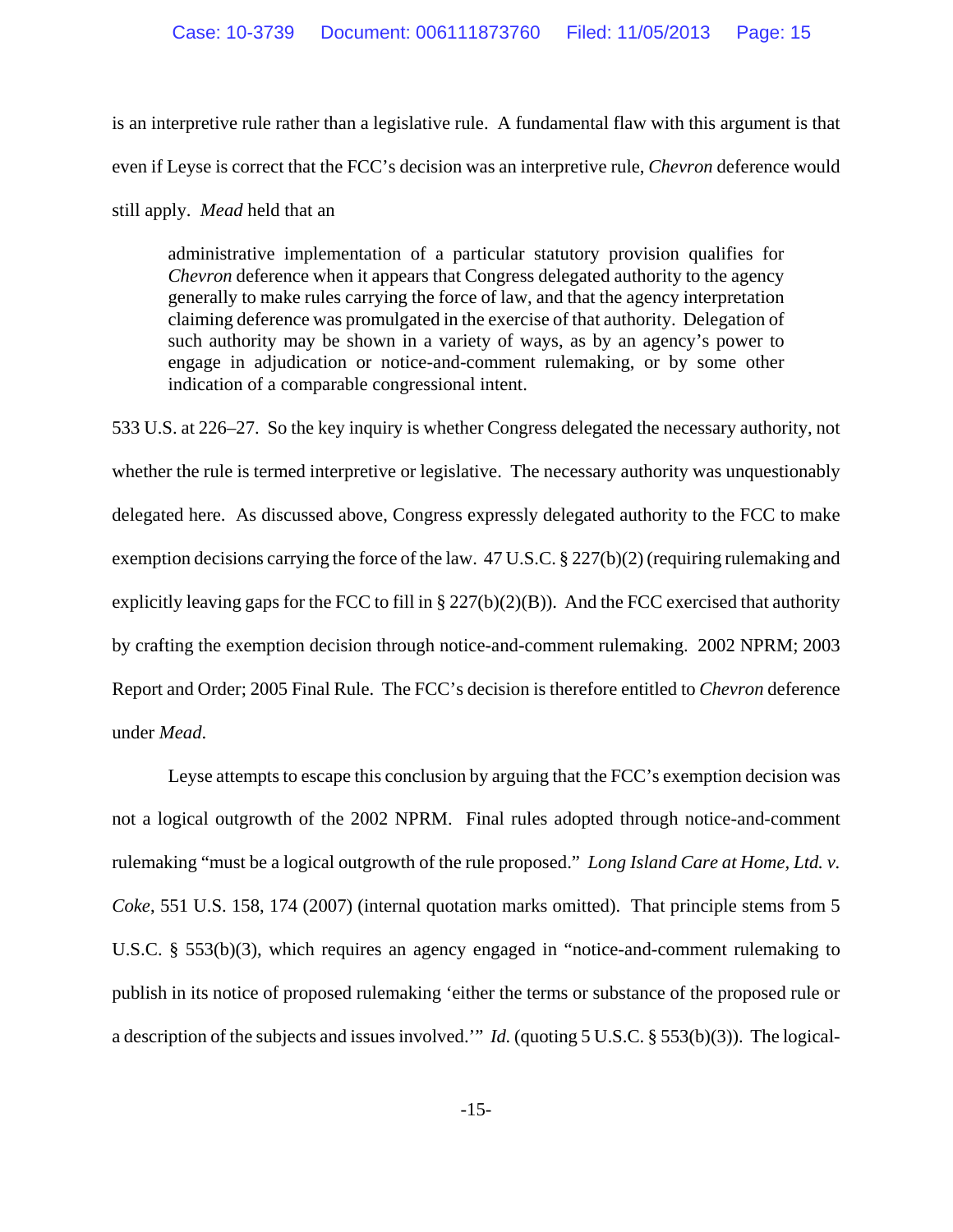is an interpretive rule rather than a legislative rule. A fundamental flaw with this argument is that even if Leyse is correct that the FCC's decision was an interpretive rule, *Chevron* deference would still apply. *Mead* held that an

> administrative implementation of a particular statutory provision qualifies for *Chevron* deference when it appears that Congress delegated authority to the agency generally to make rules carrying the force of law, and that the agency interpretation claiming deference was promulgated in the exercise of that authority. Delegation of such authority may be shown in a variety of ways, as by an agency's power to engage in adjudication or notice-and-comment rulemaking, or by some other indication of a comparable congressional intent.

533 U.S. at 226–27. So the key inquiry is whether Congress delegated the necessary authority, not whether the rule is termed interpretive or legislative. The necessary authority was unquestionably delegated here. As discussed above, Congress expressly delegated authority to the FCC to make exemption decisions carrying the force of the law. 47 U.S.C. § 227(b)(2) (requiring rulemaking and explicitly leaving gaps for the FCC to fill in § 227(b)(2)(B)). And the FCC exercised that authority by crafting the exemption decision through notice-and-comment rulemaking. 2002 NPRM; 2003 Report and Order; 2005 Final Rule. The FCC's decision is therefore entitled to *Chevron* deference under *Mead*.

Leyse attempts to escape this conclusion by arguing that the FCC's exemption decision was not a logical outgrowth of the 2002 NPRM. Final rules adopted through notice-and-comment rulemaking "must be a logical outgrowth of the rule proposed." *Long Island Care at Home, Ltd. v. Coke*, 551 U.S. 158, 174 (2007) (internal quotation marks omitted). That principle stems from 5 U.S.C. § 553(b)(3), which requires an agency engaged in "notice-and-comment rulemaking to publish in its notice of proposed rulemaking 'either the terms or substance of the proposed rule or a description of the subjects and issues involved.'" *Id.* (quoting 5 U.S.C. § 553(b)(3)). The logical-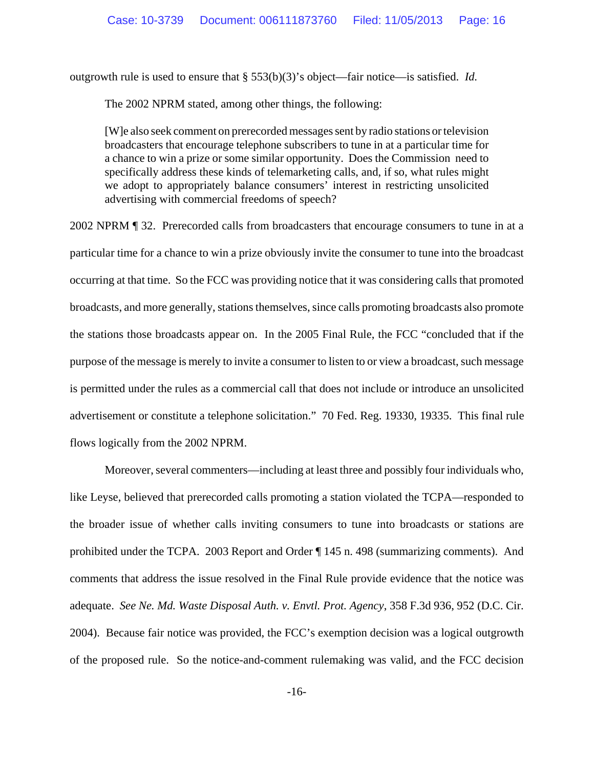outgrowth rule is used to ensure that § 553(b)(3)'s object—fair notice—is satisfied. *Id.*

The 2002 NPRM stated, among other things, the following:

> [W]e also seek comment on prerecorded messages sent by radio stations or television broadcasters that encourage telephone subscribers to tune in at a particular time for a chance to win a prize or some similar opportunity. Does the Commission need to specifically address these kinds of telemarketing calls, and, if so, what rules might we adopt to appropriately balance consumers' interest in restricting unsolicited advertising with commercial freedoms of speech?

2002 NPRM ¶ 32. Prerecorded calls from broadcasters that encourage consumers to tune in at a particular time for a chance to win a prize obviously invite the consumer to tune into the broadcast occurring at that time. So the FCC was providing notice that it was considering calls that promoted broadcasts, and more generally, stations themselves, since calls promoting broadcasts also promote the stations those broadcasts appear on. In the 2005 Final Rule, the FCC "concluded that if the purpose of the message is merely to invite a consumer to listen to or view a broadcast, such message is permitted under the rules as a commercial call that does not include or introduce an unsolicited advertisement or constitute a telephone solicitation." 70 Fed. Reg. 19330, 19335. This final rule flows logically from the 2002 NPRM.

Moreover, several commenters—including at least three and possibly four individuals who, like Leyse, believed that prerecorded calls promoting a station violated the TCPA—responded to the broader issue of whether calls inviting consumers to tune into broadcasts or stations are prohibited under the TCPA. 2003 Report and Order ¶ 145 n. 498 (summarizing comments). And comments that address the issue resolved in the Final Rule provide evidence that the notice was adequate. *See Ne. Md. Waste Disposal Auth. v. Envtl. Prot. Agency*, 358 F.3d 936, 952 (D.C. Cir. 2004). Because fair notice was provided, the FCC's exemption decision was a logical outgrowth of the proposed rule. So the notice-and-comment rulemaking was valid, and the FCC decision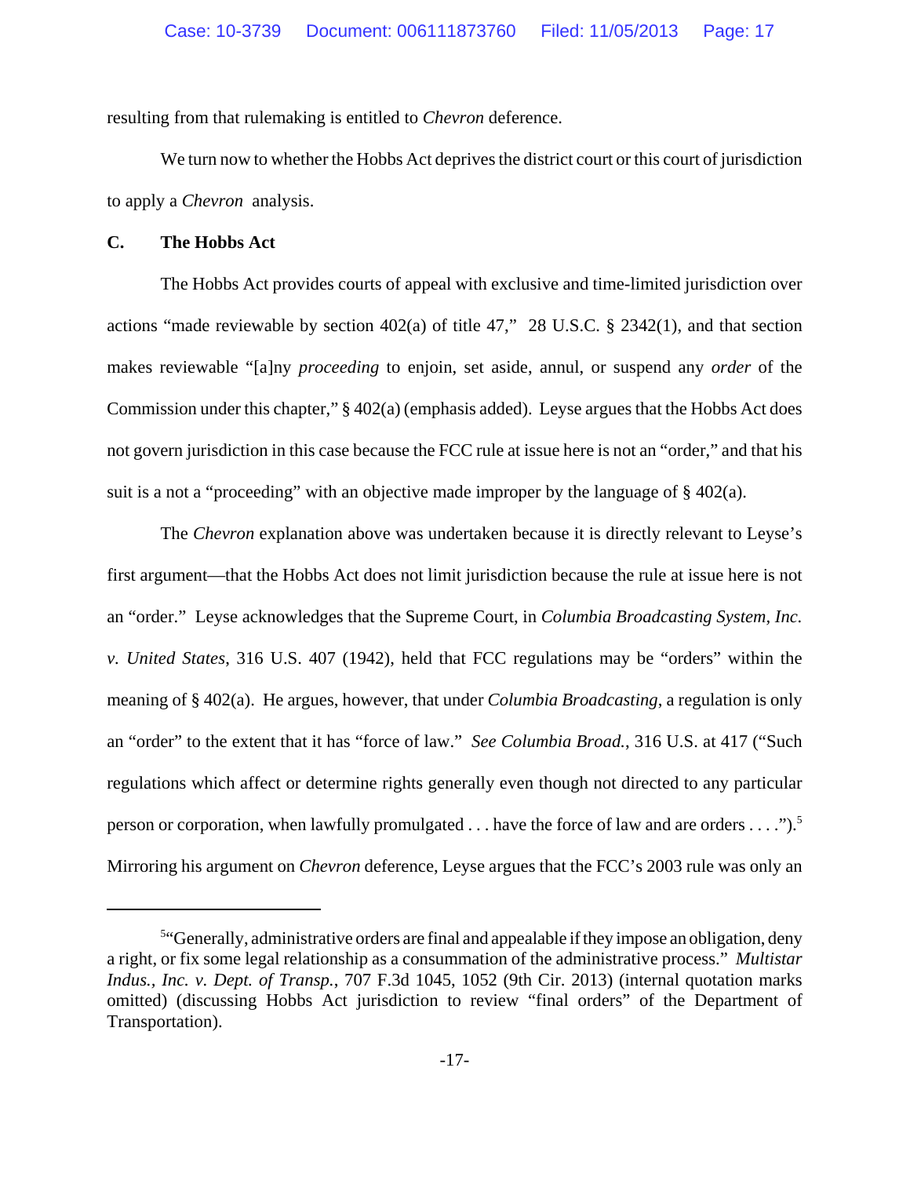resulting from that rulemaking is entitled to *Chevron* deference.

We turn now to whether the Hobbs Act deprives the district court or this court of jurisdiction to apply a *Chevron* analysis.

### C. The Hobbs Act

The Hobbs Act provides courts of appeal with exclusive and time-limited jurisdiction over actions "made reviewable by section 402(a) of title 47," 28 U.S.C. § 2342(1), and that section makes reviewable "[a]ny *proceeding* to enjoin, set aside, annul, or suspend any *order* of the Commission under this chapter," § 402(a) (emphasis added). Leyse argues that the Hobbs Act does not govern jurisdiction in this case because the FCC rule at issue here is not an "order," and that his suit is a not a "proceeding" with an objective made improper by the language of § 402(a).

The *Chevron* explanation above was undertaken because it is directly relevant to Leyse's first argument—that the Hobbs Act does not limit jurisdiction because the rule at issue here is not an "order." Leyse acknowledges that the Supreme Court, in *Columbia Broadcasting System, Inc. v. United States*, 316 U.S. 407 (1942), held that FCC regulations may be "orders" within the meaning of § 402(a). He argues, however, that under *Columbia Broadcasting*, a regulation is only an "order" to the extent that it has "force of law." *See Columbia Broad.*, 316 U.S. at 417 ("Such regulations which affect or determine rights generally even though not directed to any particular person or corporation, when lawfully promulgated . . . have the force of law and are orders . . . .").[5] Mirroring his argument on *Chevron* deference, Leyse argues that the FCC's 2003 rule was only an

---

[5] "Generally, administrative orders are final and appealable if they impose an obligation, deny a right, or fix some legal relationship as a consummation of the administrative process." *Multistar Indus., Inc. v. Dept. of Transp.*, 707 F.3d 1045, 1052 (9th Cir. 2013) (internal quotation marks omitted) (discussing Hobbs Act jurisdiction to review "final orders" of the Department of Transportation).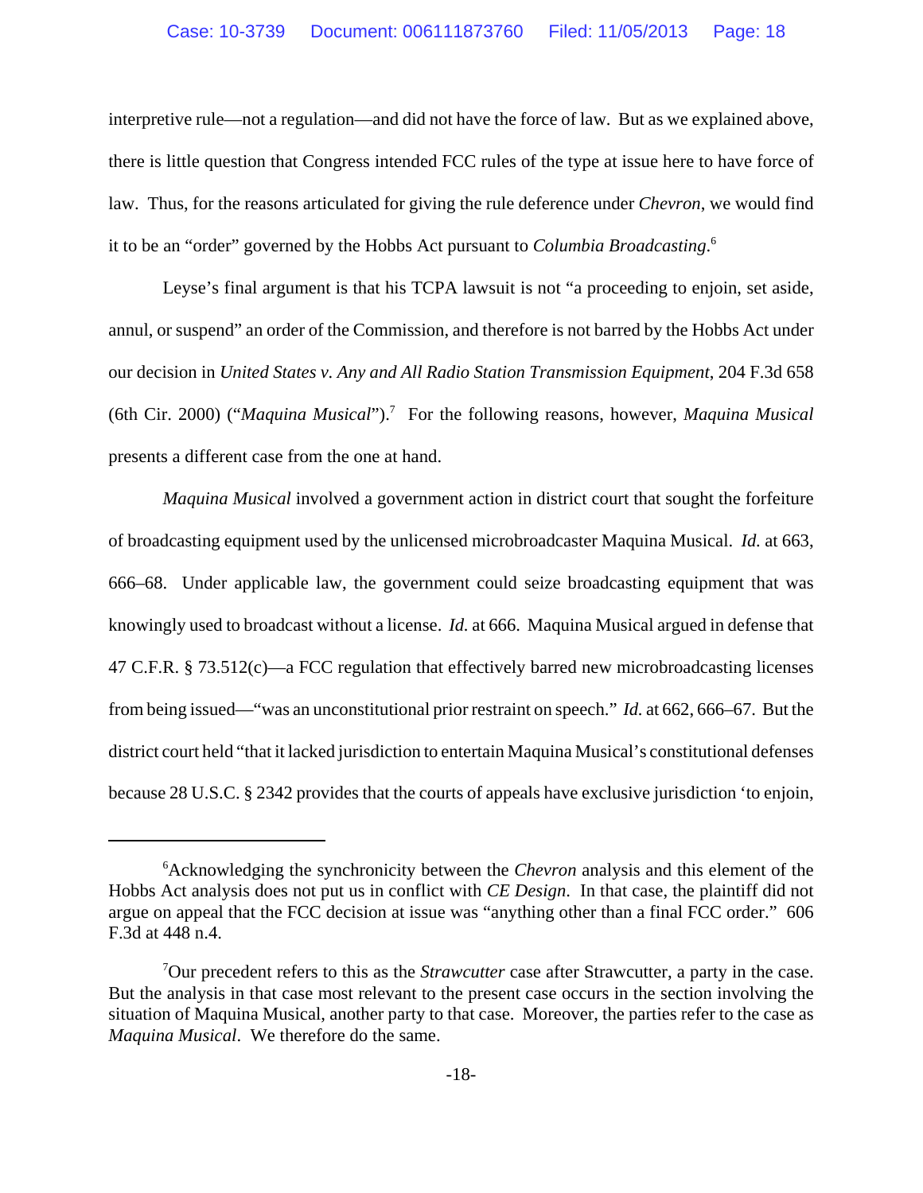interpretive rule—not a regulation—and did not have the force of law. But as we explained above, there is little question that Congress intended FCC rules of the type at issue here to have force of law. Thus, for the reasons articulated for giving the rule deference under *Chevron*, we would find it to be an "order" governed by the Hobbs Act pursuant to *Columbia Broadcasting*.[6]

Leyse's final argument is that his TCPA lawsuit is not "a proceeding to enjoin, set aside, annul, or suspend" an order of the Commission, and therefore is not barred by the Hobbs Act under our decision in *United States v. Any and All Radio Station Transmission Equipment*, 204 F.3d 658 (6th Cir. 2000) ("*Maquina Musical*").[7] For the following reasons, however, *Maquina Musical* presents a different case from the one at hand.

*Maquina Musical* involved a government action in district court that sought the forfeiture of broadcasting equipment used by the unlicensed microbroadcaster Maquina Musical. *Id.* at 663, 666–68. Under applicable law, the government could seize broadcasting equipment that was knowingly used to broadcast without a license. *Id.* at 666. Maquina Musical argued in defense that 47 C.F.R. § 73.512(c)—a FCC regulation that effectively barred new microbroadcasting licenses from being issued—"was an unconstitutional prior restraint on speech." *Id.* at 662, 666–67. But the district court held "that it lacked jurisdiction to entertain Maquina Musical's constitutional defenses because 28 U.S.C. § 2342 provides that the courts of appeals have exclusive jurisdiction 'to enjoin,

---

[6]Acknowledging the synchronicity between the *Chevron* analysis and this element of the Hobbs Act analysis does not put us in conflict with *CE Design*. In that case, the plaintiff did not argue on appeal that the FCC decision at issue was "anything other than a final FCC order." 606 F.3d at 448 n.4.

[7]Our precedent refers to this as the *Strawcutter* case after Strawcutter, a party in the case. But the analysis in that case most relevant to the present case occurs in the section involving the situation of Maquina Musical, another party to that case. Moreover, the parties refer to the case as *Maquina Musical*. We therefore do the same.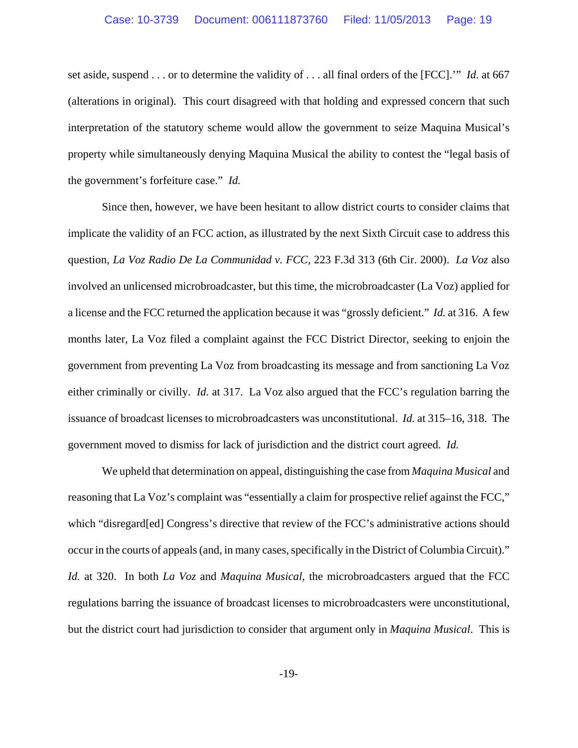set aside, suspend . . . or to determine the validity of . . . all final orders of the [FCC].'" *Id.* at 667 (alterations in original). This court disagreed with that holding and expressed concern that such interpretation of the statutory scheme would allow the government to seize Maquina Musical's property while simultaneously denying Maquina Musical the ability to contest the "legal basis of the government's forfeiture case." *Id.*

Since then, however, we have been hesitant to allow district courts to consider claims that implicate the validity of an FCC action, as illustrated by the next Sixth Circuit case to address this question, *La Voz Radio De La Communidad v. FCC*, 223 F.3d 313 (6th Cir. 2000). *La Voz* also involved an unlicensed microbroadcaster, but this time, the microbroadcaster (La Voz) applied for a license and the FCC returned the application because it was "grossly deficient." *Id.* at 316. A few months later, La Voz filed a complaint against the FCC District Director, seeking to enjoin the government from preventing La Voz from broadcasting its message and from sanctioning La Voz either criminally or civilly. *Id.* at 317. La Voz also argued that the FCC's regulation barring the issuance of broadcast licenses to microbroadcasters was unconstitutional. *Id.* at 315–16, 318. The government moved to dismiss for lack of jurisdiction and the district court agreed. *Id.*

We upheld that determination on appeal, distinguishing the case from *Maquina Musical* and reasoning that La Voz's complaint was "essentially a claim for prospective relief against the FCC," which "disregard[ed] Congress's directive that review of the FCC's administrative actions should occur in the courts of appeals (and, in many cases, specifically in the District of Columbia Circuit)." *Id.* at 320. In both *La Voz* and *Maquina Musical*, the microbroadcasters argued that the FCC regulations barring the issuance of broadcast licenses to microbroadcasters were unconstitutional, but the district court had jurisdiction to consider that argument only in *Maquina Musical*. This is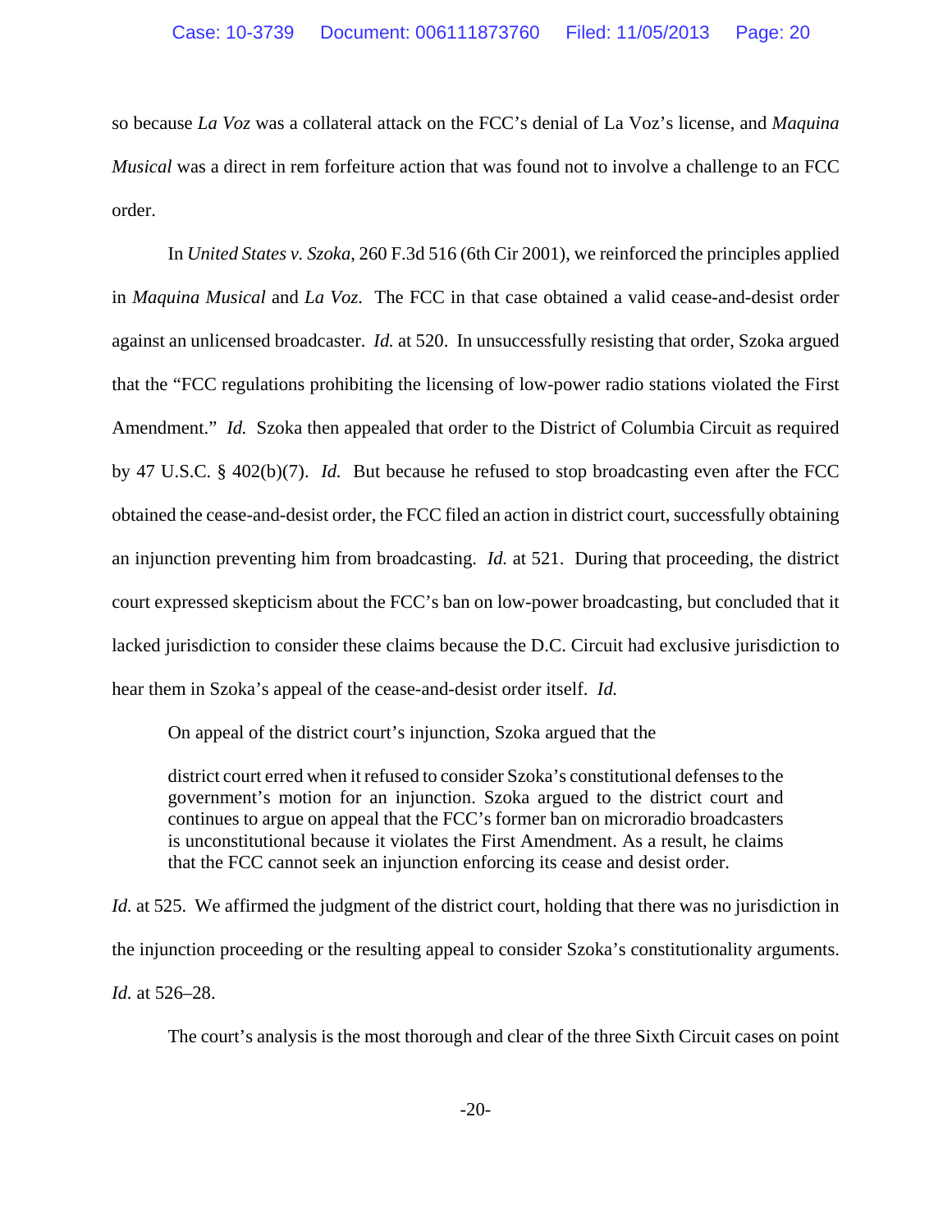so because *La Voz* was a collateral attack on the FCC's denial of La Voz's license, and *Maquina Musical* was a direct in rem forfeiture action that was found not to involve a challenge to an FCC order.

In *United States v. Szoka*, 260 F.3d 516 (6th Cir 2001), we reinforced the principles applied in *Maquina Musical* and *La Voz*. The FCC in that case obtained a valid cease-and-desist order against an unlicensed broadcaster. *Id.* at 520. In unsuccessfully resisting that order, Szoka argued that the "FCC regulations prohibiting the licensing of low-power radio stations violated the First Amendment." *Id.* Szoka then appealed that order to the District of Columbia Circuit as required by 47 U.S.C. § 402(b)(7). *Id.* But because he refused to stop broadcasting even after the FCC obtained the cease-and-desist order, the FCC filed an action in district court, successfully obtaining an injunction preventing him from broadcasting. *Id.* at 521. During that proceeding, the district court expressed skepticism about the FCC's ban on low-power broadcasting, but concluded that it lacked jurisdiction to consider these claims because the D.C. Circuit had exclusive jurisdiction to hear them in Szoka's appeal of the cease-and-desist order itself. *Id.*

On appeal of the district court's injunction, Szoka argued that the

> district court erred when it refused to consider Szoka's constitutional defenses to the government's motion for an injunction. Szoka argued to the district court and continues to argue on appeal that the FCC's former ban on microradio broadcasters is unconstitutional because it violates the First Amendment. As a result, he claims that the FCC cannot seek an injunction enforcing its cease and desist order.

*Id.* at 525. We affirmed the judgment of the district court, holding that there was no jurisdiction in the injunction proceeding or the resulting appeal to consider Szoka's constitutionality arguments. *Id.* at 526–28.

The court's analysis is the most thorough and clear of the three Sixth Circuit cases on point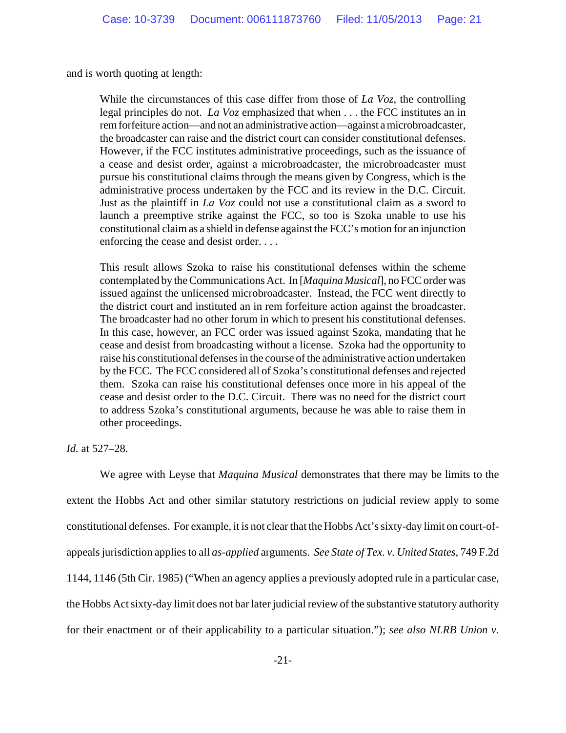and is worth quoting at length:

> While the circumstances of this case differ from those of *La Voz*, the controlling legal principles do not. *La Voz* emphasized that when . . . the FCC institutes an in rem forfeiture action—and not an administrative action—against a microbroadcaster, the broadcaster can raise and the district court can consider constitutional defenses. However, if the FCC institutes administrative proceedings, such as the issuance of a cease and desist order, against a microbroadcaster, the microbroadcaster must pursue his constitutional claims through the means given by Congress, which is the administrative process undertaken by the FCC and its review in the D.C. Circuit. Just as the plaintiff in *La Voz* could not use a constitutional claim as a sword to launch a preemptive strike against the FCC, so too is Szoka unable to use his constitutional claim as a shield in defense against the FCC's motion for an injunction enforcing the cease and desist order. . . .
>
> This result allows Szoka to raise his constitutional defenses within the scheme contemplated by the Communications Act. In [*Maquina Musical*], no FCC order was issued against the unlicensed microbroadcaster. Instead, the FCC went directly to the district court and instituted an in rem forfeiture action against the broadcaster. The broadcaster had no other forum in which to present his constitutional defenses. In this case, however, an FCC order was issued against Szoka, mandating that he cease and desist from broadcasting without a license. Szoka had the opportunity to raise his constitutional defenses in the course of the administrative action undertaken by the FCC. The FCC considered all of Szoka's constitutional defenses and rejected them. Szoka can raise his constitutional defenses once more in his appeal of the cease and desist order to the D.C. Circuit. There was no need for the district court to address Szoka's constitutional arguments, because he was able to raise them in other proceedings.

*Id.* at 527–28.

We agree with Leyse that *Maquina Musical* demonstrates that there may be limits to the extent the Hobbs Act and other similar statutory restrictions on judicial review apply to some constitutional defenses. For example, it is not clear that the Hobbs Act's sixty-day limit on court-of-appeals jurisdiction applies to all *as-applied* arguments. *See State of Tex. v. United States*, 749 F.2d 1144, 1146 (5th Cir. 1985) ("When an agency applies a previously adopted rule in a particular case, the Hobbs Act sixty-day limit does not bar later judicial review of the substantive statutory authority for their enactment or of their applicability to a particular situation."); *see also NLRB Union v.*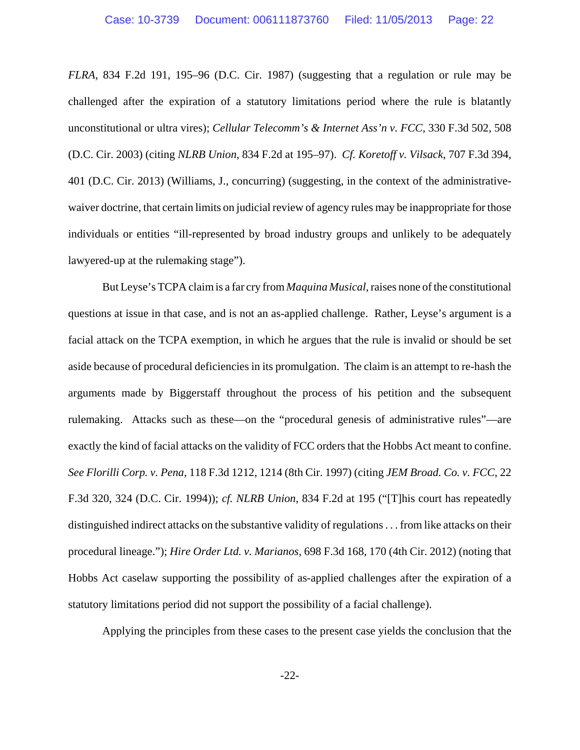*FLRA*, 834 F.2d 191, 195–96 (D.C. Cir. 1987) (suggesting that a regulation or rule may be challenged after the expiration of a statutory limitations period where the rule is blatantly unconstitutional or ultra vires); *Cellular Telecomm's & Internet Ass'n v. FCC*, 330 F.3d 502, 508 (D.C. Cir. 2003) (citing *NLRB Union*, 834 F.2d at 195–97). *Cf. Koretoff v. Vilsack*, 707 F.3d 394, 401 (D.C. Cir. 2013) (Williams, J., concurring) (suggesting, in the context of the administrative-waiver doctrine, that certain limits on judicial review of agency rules may be inappropriate for those individuals or entities "ill-represented by broad industry groups and unlikely to be adequately lawyered-up at the rulemaking stage").

But Leyse's TCPA claim is a far cry from *Maquina Musical*, raises none of the constitutional questions at issue in that case, and is not an as-applied challenge. Rather, Leyse's argument is a facial attack on the TCPA exemption, in which he argues that the rule is invalid or should be set aside because of procedural deficiencies in its promulgation. The claim is an attempt to re-hash the arguments made by Biggerstaff throughout the process of his petition and the subsequent rulemaking. Attacks such as these—on the "procedural genesis of administrative rules"—are exactly the kind of facial attacks on the validity of FCC orders that the Hobbs Act meant to confine. *See Florilli Corp. v. Pena*, 118 F.3d 1212, 1214 (8th Cir. 1997) (citing *JEM Broad. Co. v. FCC*, 22 F.3d 320, 324 (D.C. Cir. 1994)); *cf. NLRB Union*, 834 F.2d at 195 ("[T]his court has repeatedly distinguished indirect attacks on the substantive validity of regulations . . . from like attacks on their procedural lineage."); *Hire Order Ltd. v. Marianos*, 698 F.3d 168, 170 (4th Cir. 2012) (noting that Hobbs Act caselaw supporting the possibility of as-applied challenges after the expiration of a statutory limitations period did not support the possibility of a facial challenge).

Applying the principles from these cases to the present case yields the conclusion that the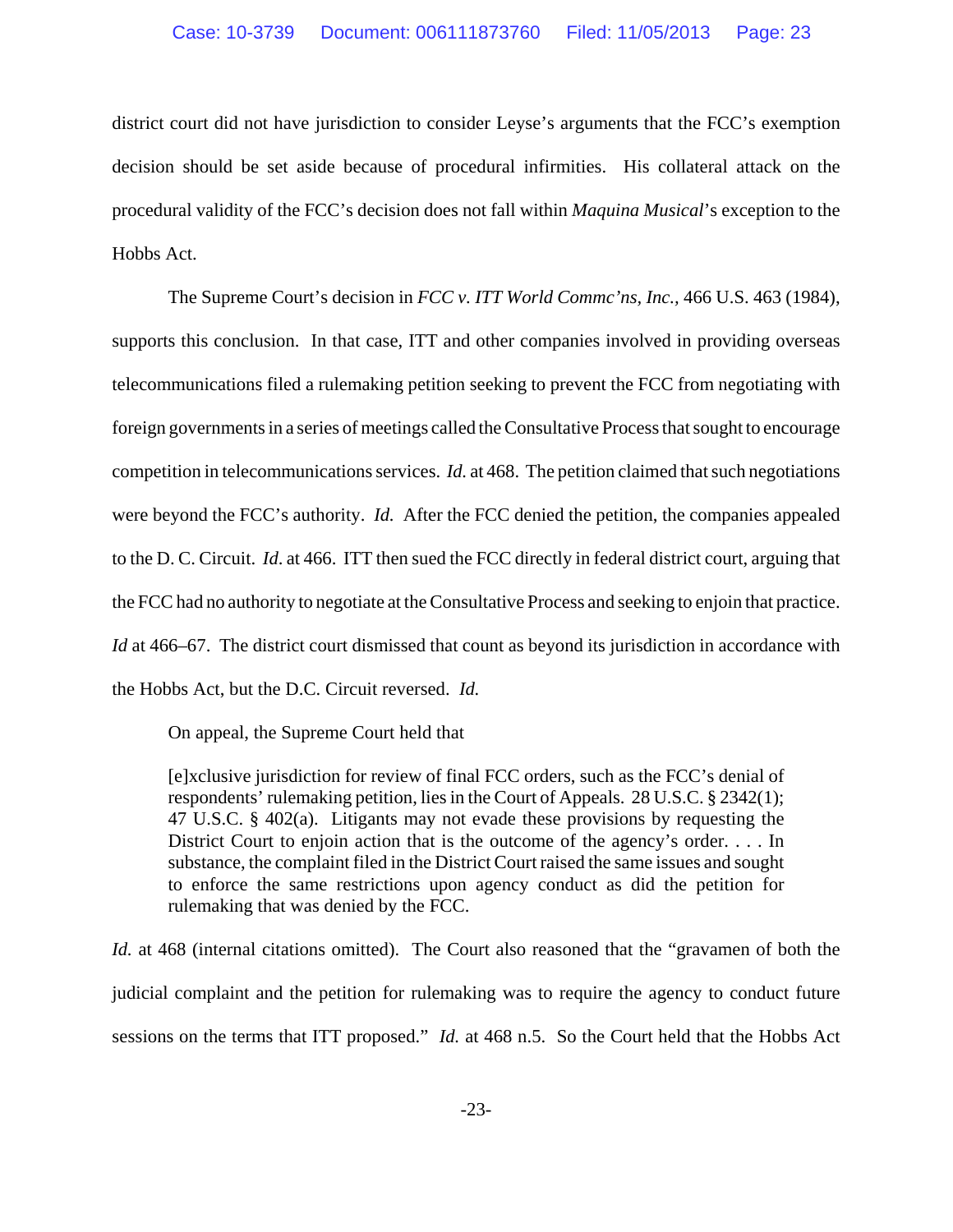district court did not have jurisdiction to consider Leyse's arguments that the FCC's exemption decision should be set aside because of procedural infirmities. His collateral attack on the procedural validity of the FCC's decision does not fall within *Maquina Musical*'s exception to the Hobbs Act.

The Supreme Court's decision in *FCC v. ITT World Commc'ns, Inc.*, 466 U.S. 463 (1984), supports this conclusion. In that case, ITT and other companies involved in providing overseas telecommunications filed a rulemaking petition seeking to prevent the FCC from negotiating with foreign governments in a series of meetings called the Consultative Process that sought to encourage competition in telecommunications services. *Id.* at 468. The petition claimed that such negotiations were beyond the FCC's authority. *Id.* After the FCC denied the petition, the companies appealed to the D. C. Circuit. *Id.* at 466. ITT then sued the FCC directly in federal district court, arguing that the FCC had no authority to negotiate at the Consultative Process and seeking to enjoin that practice. *Id* at 466–67. The district court dismissed that count as beyond its jurisdiction in accordance with the Hobbs Act, but the D.C. Circuit reversed. *Id.*

On appeal, the Supreme Court held that

> [e]xclusive jurisdiction for review of final FCC orders, such as the FCC's denial of respondents' rulemaking petition, lies in the Court of Appeals. 28 U.S.C. § 2342(1); 47 U.S.C. § 402(a). Litigants may not evade these provisions by requesting the District Court to enjoin action that is the outcome of the agency's order. . . . In substance, the complaint filed in the District Court raised the same issues and sought to enforce the same restrictions upon agency conduct as did the petition for rulemaking that was denied by the FCC.

*Id.* at 468 (internal citations omitted). The Court also reasoned that the "gravamen of both the judicial complaint and the petition for rulemaking was to require the agency to conduct future sessions on the terms that ITT proposed." *Id.* at 468 n.5. So the Court held that the Hobbs Act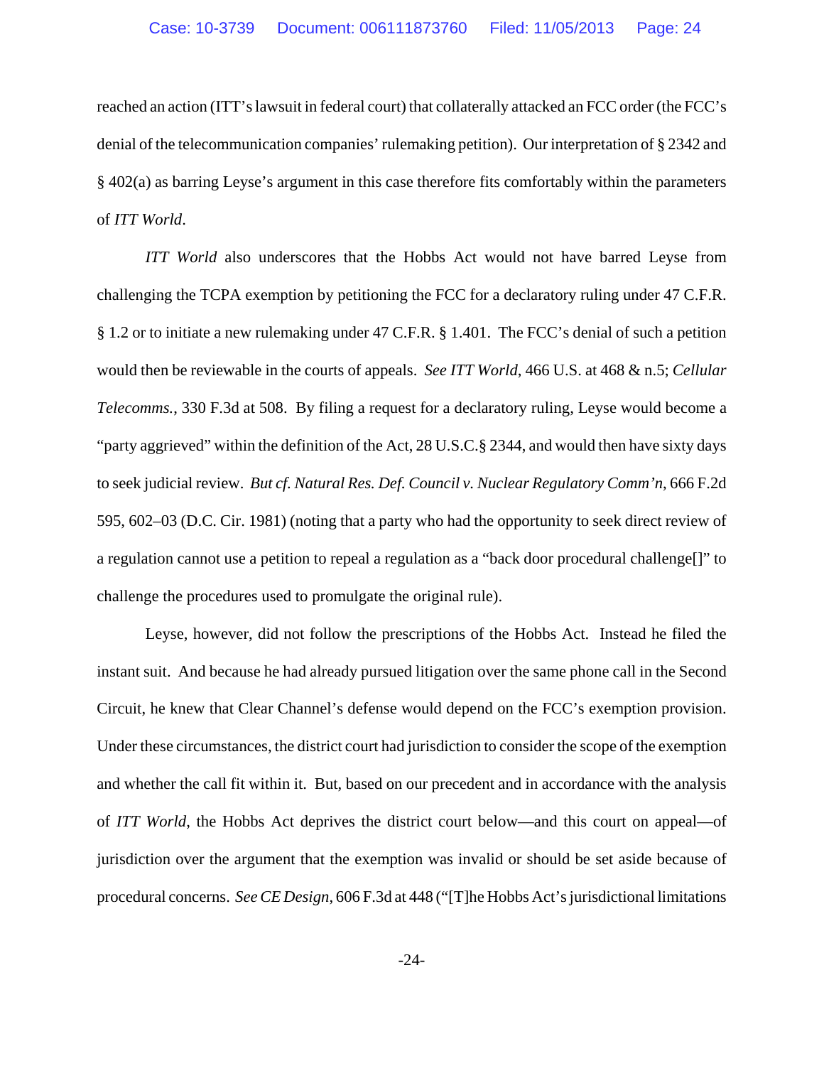reached an action (ITT's lawsuit in federal court) that collaterally attacked an FCC order (the FCC's denial of the telecommunication companies' rulemaking petition). Our interpretation of § 2342 and § 402(a) as barring Leyse's argument in this case therefore fits comfortably within the parameters of *ITT World*.

*ITT World* also underscores that the Hobbs Act would not have barred Leyse from challenging the TCPA exemption by petitioning the FCC for a declaratory ruling under 47 C.F.R. § 1.2 or to initiate a new rulemaking under 47 C.F.R. § 1.401. The FCC's denial of such a petition would then be reviewable in the courts of appeals. *See ITT World*, 466 U.S. at 468 & n.5; *Cellular Telecomms.*, 330 F.3d at 508. By filing a request for a declaratory ruling, Leyse would become a "party aggrieved" within the definition of the Act, 28 U.S.C.§ 2344, and would then have sixty days to seek judicial review. *But cf. Natural Res. Def. Council v. Nuclear Regulatory Comm'n*, 666 F.2d 595, 602–03 (D.C. Cir. 1981) (noting that a party who had the opportunity to seek direct review of a regulation cannot use a petition to repeal a regulation as a "back door procedural challenge[]" to challenge the procedures used to promulgate the original rule).

Leyse, however, did not follow the prescriptions of the Hobbs Act. Instead he filed the instant suit. And because he had already pursued litigation over the same phone call in the Second Circuit, he knew that Clear Channel's defense would depend on the FCC's exemption provision. Under these circumstances, the district court had jurisdiction to consider the scope of the exemption and whether the call fit within it. But, based on our precedent and in accordance with the analysis of *ITT World*, the Hobbs Act deprives the district court below—and this court on appeal—of jurisdiction over the argument that the exemption was invalid or should be set aside because of procedural concerns. *See CE Design*, 606 F.3d at 448 ("[T]he Hobbs Act's jurisdictional limitations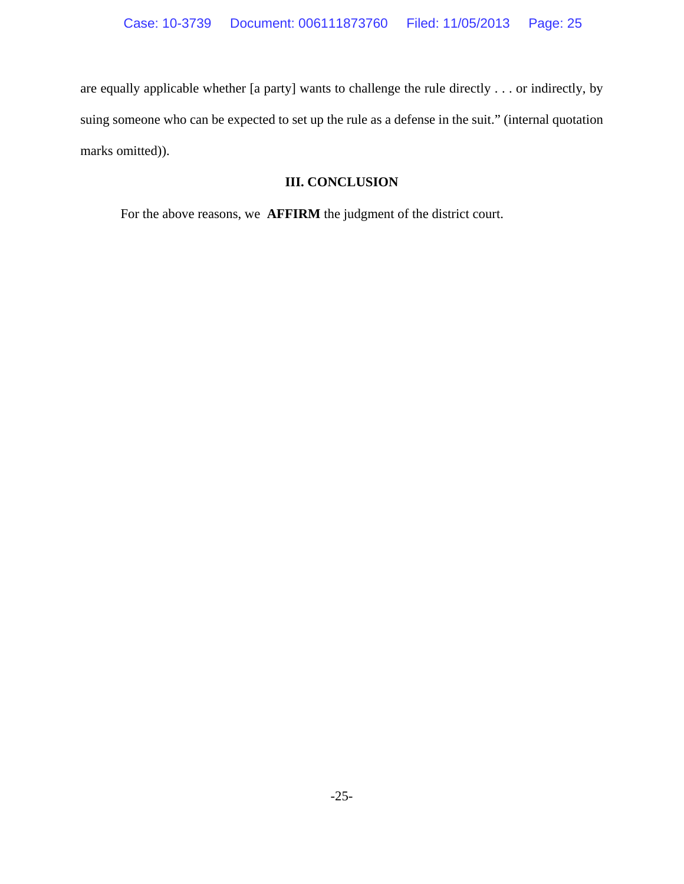are equally applicable whether [a party] wants to challenge the rule directly . . . or indirectly, by suing someone who can be expected to set up the rule as a defense in the suit." (internal quotation marks omitted)).

## III. CONCLUSION

For the above reasons, we **AFFIRM** the judgment of the district court.